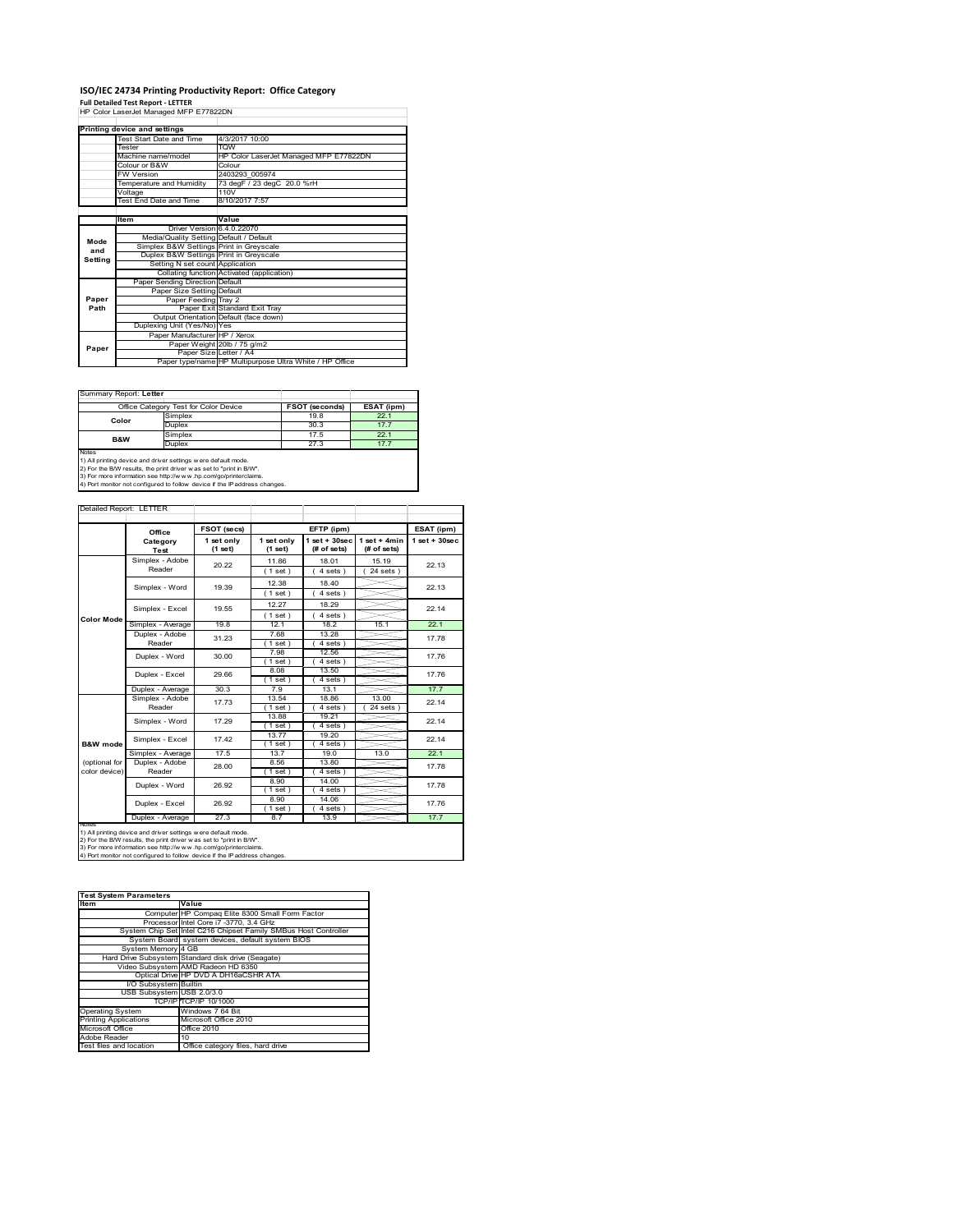# ISO/IEC 24734 Printing Productivity Report: Office Category

**Full Detailed Test Report - LETTER**

HP Color LaserJet Managed MFP E77822DN

| Printing device and settings | |
|---|---|
| Test Start Date and Time | 4/3/2017 10:00 |
| Tester | TQW |
| Machine name/model | HP Color LaserJet Managed MFP E77822DN |
| Colour or B&W | Colour |
| FW Version | 2403293_005974 |
| Temperature and Humidity | 73 degF / 23 degC 20.0 %rH |
| Voltage | 110V |
| Test End Date and Time | 8/10/2017 7:57 |

| | Item | Value |
|---|---|---|
| Mode and Setting | Driver Version | 6.4.0.22070 |
| | Media/Quality Setting | Default / Default |
| | Simplex B&W Settings | Print in Greyscale |
| | Duplex B&W Settings | Print in Greyscale |
| | Setting N set count | Application |
| | Collating function | Activated (application) |
| Paper Path | Paper Sending Direction | Default |
| | Paper Size Setting | Default |
| | Paper Feeding | Tray 2 |
| | Paper Exit | Standard Exit Tray |
| | Output Orientation | Default (face down) |
| | Duplexing Unit (Yes/No) | Yes |
| Paper | Paper Manufacturer | HP / Xerox |
| | Paper Weight | 20lb / 75 g/m2 |
| | Paper Size | Letter / A4 |
| | Paper type/name | HP Multipurpose Ultra White / HP Office |

Summary Report: **Letter**

| Office Category Test for Color Device | | FSOT (seconds) | ESAT (ipm) |
|---|---|---|---|
| Color | Simplex | 19.8 | 22.1 |
| | Duplex | 30.3 | 17.7 |
| B&W | Simplex | 17.5 | 22.1 |
| | Duplex | 27.3 | 17.7 |

Notes
1) All printing device and driver settings were default mode.
2) For the B/W results, the print driver was set to "print in B/W".
3) For more information see http://www.hp.com/go/printerclaims.
4) Port monitor not configured to follow device if the IP address changes.

Detailed Report: LETTER

| | Office Category Test | FSOT (secs) 1 set only (1 set) | EFTP (ipm) 1 set only (1 set) | EFTP (ipm) 1 set + 30sec (# of sets) | EFTP (ipm) 1 set + 4min (# of sets) | ESAT (ipm) 1 set + 30sec |
|---|---|---|---|---|---|---|
| Color Mode | Simplex - Adobe Reader | 20.22 | 11.86 (1 set) | 18.01 (4 sets) | 15.19 (24 sets) | 22.13 |
| | Simplex - Word | 19.39 | 12.38 (1 set) | 18.40 (4 sets) | | 22.13 |
| | Simplex - Excel | 19.55 | 12.27 (1 set) | 18.29 (4 sets) | | 22.14 |
| | Simplex - Average | 19.8 | 12.1 | 18.2 | 15.1 | 22.1 |
| | Duplex - Adobe Reader | 31.23 | 7.68 (1 set) | 13.28 (4 sets) | | 17.78 |
| | Duplex - Word | 30.00 | 7.98 (1 set) | 12.56 (4 sets) | | 17.76 |
| | Duplex - Excel | 29.66 | 8.08 (1 set) | 13.50 (4 sets) | | 17.76 |
| | Duplex - Average | 30.3 | 7.9 | 13.1 | | 17.7 |
| B&W mode (optional for color device) | Simplex - Adobe Reader | 17.73 | 13.54 (1 set) | 18.86 (4 sets) | 13.00 (24 sets) | 22.14 |
| | Simplex - Word | 17.29 | 13.88 (1 set) | 19.21 (4 sets) | | 22.14 |
| | Simplex - Excel | 17.42 | 13.77 (1 set) | 19.20 (4 sets) | | 22.14 |
| | Simplex - Average | 17.5 | 13.7 | 19.0 | 13.0 | 22.1 |
| | Duplex - Adobe Reader | 28.00 | 8.56 (1 set) | 13.80 (4 sets) | | 17.78 |
| | Duplex - Word | 26.92 | 8.90 (1 set) | 14.00 (4 sets) | | 17.78 |
| | Duplex - Excel | 26.92 | 8.90 (1 set) | 14.06 (4 sets) | | 17.76 |
| | Duplex - Average | 27.3 | 8.7 | 13.9 | | 17.7 |

Notes
1) All printing device and driver settings were default mode.
2) For the B/W results, the print driver was set to "print in B/W".
3) For more information see http://www.hp.com/go/printerclaims.
4) Port monitor not configured to follow device if the IP address changes.

| Test System Parameters | |
|---|---|
| **Item** | **Value** |
| Computer | HP Compaq Elite 8300 Small Form Factor |
| Processor | Intel Core i7 -3770, 3.4 GHz |
| System Chip Set | Intel C216 Chipset Family SMBus Host Controller |
| System Board | system devices, default system BIOS |
| System Memory | 4 GB |
| Hard Drive Subsystem | Standard disk drive (Seagate) |
| Video Subsystem | AMD Radeon HD 6350 |
| Optical Drive | HP DVD A DH16aCSHR ATA |
| I/O Subsystem | Builtin |
| USB Subsystem | USB 2.0/3.0 |
| TCP/IP | TCP/IP 10/1000 |
| Operating System | Windows 7 64 Bit |
| Printing Applications | Microsoft Office 2010 |
| Microsoft Office | Office 2010 |
| Adobe Reader | 10 |
| Test files and location | Office category files, hard drive |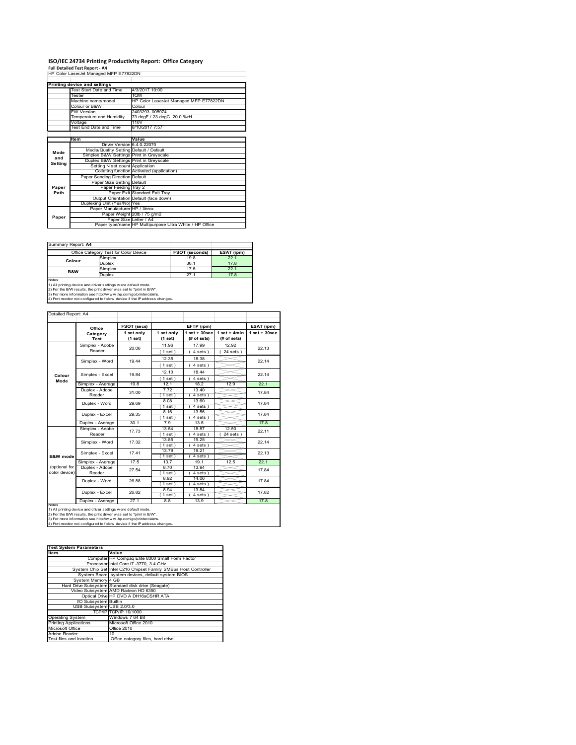# ISO/IEC 24734 Printing Productivity Report: Office Category

**Full Detailed Test Report - A4**

HP Color LaserJet Managed MFP E77822DN

| Printing device and settings | |
|---|---|
| Test Start Date and Time | 4/3/2017 10:00 |
| Tester | TQW |
| Machine name/model | HP Color LaserJet Managed MFP E77822DN |
| Colour or B&W | Colour |
| FW Version | 2403293_005974 |
| Temperature and Humidity | 73 degF / 23 degC 20.0 %rH |
| Voltage | 110V |
| Test End Date and Time | 8/10/2017 7:57 |

| | Item | Value |
|---|---|---|
| Mode and Setting | Driver Version | 6.4.0.22070 |
| | Media/Quality Setting | Default / Default |
| | Simplex B&W Settings | Print in Greyscale |
| | Duplex B&W Settings | Print in Greyscale |
| | Setting N set count | Application |
| | Collating function | Activated (application) |
| Paper Path | Paper Sending Direction | Default |
| | Paper Size Setting | Default |
| | Paper Feeding | Tray 2 |
| | Paper Exit | Standard Exit Tray |
| | Output Orientation | Default (face down) |
| | Duplexing Unit (Yes/No) | Yes |
| Paper | Paper Manufacturer | HP / Xerox |
| | Paper Weight | 20lb / 75 g/m2 |
| | Paper Size | Letter / A4 |
| | Paper type/name | HP Multipurpose Ultra White / HP Office |

Summary Report: **A4**

| Office Category Test for Color Device | | FSOT (seconds) | ESAT (ipm) |
|---|---|---|---|
| Colour | Simplex | 19.8 | 22.1 |
| | Duplex | 30.1 | 17.8 |
| B&W | Simplex | 17.5 | 22.1 |
| | Duplex | 27.1 | 17.8 |

Notes
1) All printing device and driver settings were default mode.
2) For the B/W results, the print driver was set to "print in B/W".
3) For more information see http://www.hp.com/go/printerclaims.
4) Port monitor not configured to follow device if the IP address changes.

Detailed Report: A4

| | Office Category Test | FSOT (secs) 1 set only (1 set) | EFTP (ipm) 1 set only (1 set) | EFTP (ipm) 1 set + 30sec (# of sets) | EFTP (ipm) 1 set + 4min (# of sets) | ESAT (ipm) 1 set + 30sec |
|---|---|---|---|---|---|---|
| Colour Mode | Simplex - Adobe Reader | 20.06 | 11.96 (1 set) | 17.99 (4 sets) | 12.92 (24 sets) | 22.13 |
| | Simplex - Word | 19.44 | 12.35 (1 set) | 18.38 (4 sets) | | 22.14 |
| | Simplex - Excel | 19.84 | 12.10 (1 set) | 18.44 (4 sets) | | 22.14 |
| | Simplex - Average | 19.8 | 12.1 | 18.2 | 12.9 | 22.1 |
| | Duplex - Adobe Reader | 31.00 | 7.72 (1 set) | 13.40 (4 sets) | | 17.84 |
| | Duplex - Word | 29.69 | 8.08 (1 set) | 13.60 (4 sets) | | 17.84 |
| | Duplex - Excel | 29.35 | 8.16 (1 set) | 13.56 (4 sets) | | 17.84 |
| | Duplex - Average | 30.1 | 7.9 | 13.5 | | 17.8 |
| B&W mode (optional for color device) | Simplex - Adobe Reader | 17.73 | 13.54 (1 set) | 18.87 (4 sets) | 12.50 (24 sets) | 22.11 |
| | Simplex - Word | 17.32 | 13.85 (1 set) | 19.25 (4 sets) | | 22.14 |
| | Simplex - Excel | 17.41 | 13.79 (1 set) | 19.21 (4 sets) | | 22.13 |
| | Simplex - Average | 17.5 | 13.7 | 19.1 | 12.5 | 22.1 |
| | Duplex - Adobe Reader | 27.54 | 8.70 (1 set) | 13.94 (4 sets) | | 17.84 |
| | Duplex - Word | 26.88 | 8.92 (1 set) | 14.06 (4 sets) | | 17.84 |
| | Duplex - Excel | 26.82 | 8.94 (1 set) | 13.84 (4 sets) | | 17.82 |
| | Duplex - Average | 27.1 | 8.8 | 13.9 | | 17.8 |

Notes
1) All printing device and driver settings were default mode.
2) For the B/W results, the print driver was set to "print in B/W".
3) For more information see http://www.hp.com/go/printerclaims.
4) Port monitor not configured to follow device if the IP address changes.

| Test System Parameters | |
|---|---|
| **Item** | **Value** |
| Computer | HP Compaq Elite 8300 Small Form Factor |
| Processor | Intel Core i7 -3770, 3.4 GHz |
| System Chip Set | Intel C216 Chipset Family SMBus Host Controller |
| System Board | system devices, default system BIOS |
| System Memory | 4 GB |
| Hard Drive Subsystem | Standard disk drive (Seagate) |
| Video Subsystem | AMD Radeon HD 6350 |
| Optical Drive | HP DVD A DH16aCSHR ATA |
| I/O Subsystem | Builtin |
| USB Subsystem | USB 2.0/3.0 |
| TCP/IP | TCP/IP 10/1000 |
| Operating System | Windows 7 64 Bit |
| Printing Applications | Microsoft Office 2010 |
| Microsoft Office | Office 2010 |
| Adobe Reader | 10 |
| Test files and location | Office category files, hard drive |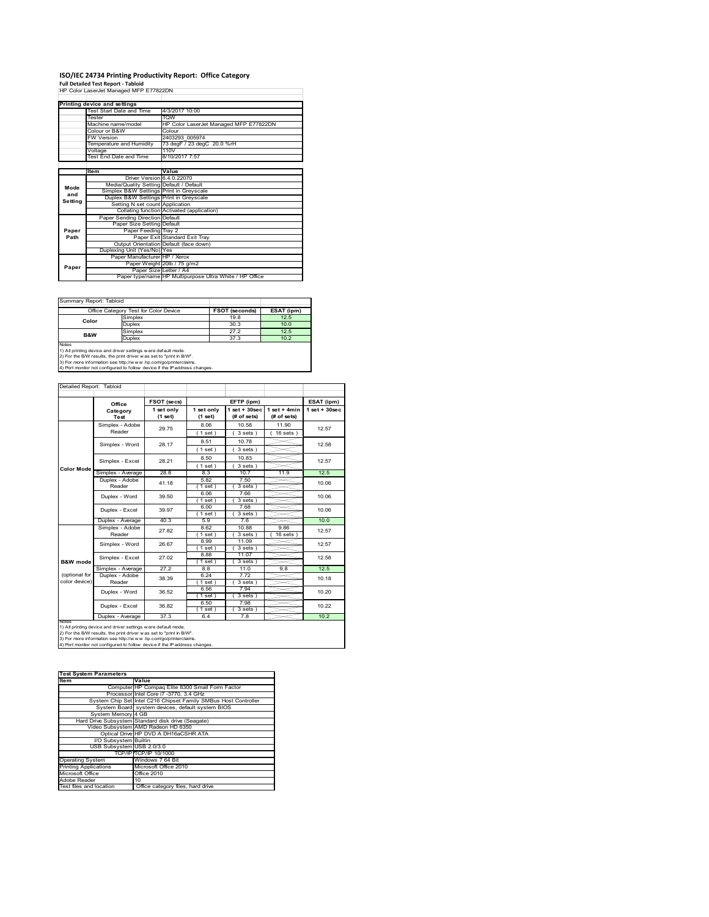# ISO/IEC 24734 Printing Productivity Report: Office Category

**Full Detailed Test Report - Tabloid**

HP Color LaserJet Managed MFP E77822DN

| Printing device and settings | |
|---|---|
| Test Start Date and Time | 4/3/2017 10:00 |
| Tester | TQW |
| Machine name/model | HP Color LaserJet Managed MFP E77822DN |
| Colour or B&W | Colour |
| FW Version | 2403293_005974 |
| Temperature and Humidity | 73 degF / 23 degC 20.0 %rH |
| Voltage | 110V |
| Test End Date and Time | 8/10/2017 7:57 |

| | Item | Value |
|---|---|---|
| Mode and Setting | Driver Version | 6.4.0.22070 |
| | Media/Quality Setting | Default / Default |
| | Simplex B&W Settings | Print in Greyscale |
| | Duplex B&W Settings | Print in Greyscale |
| | Setting N set count | Application |
| | Collating function | Activated (application) |
| Paper Path | Paper Sending Direction | Default |
| | Paper Size Setting | Default |
| | Paper Feeding | Tray 2 |
| | Paper Exit | Standard Exit Tray |
| | Output Orientation | Default (face down) |
| | Duplexing Unit (Yes/No) | Yes |
| Paper | Paper Manufacturer | HP / Xerox |
| | Paper Weight | 20lb / 75 g/m2 |
| | Paper Size | Letter / A4 |
| | Paper type/name | HP Multipurpose Ultra White / HP Office |

Summary Report: Tabloid

| Office Category Test for Color Device | | FSOT (seconds) | ESAT (ipm) |
|---|---|---|---|
| Color | Simplex | 19.8 | 12.5 |
| | Duplex | 30.3 | 10.0 |
| B&W | Simplex | 27.2 | 12.5 |
| | Duplex | 37.3 | 10.2 |

Notes
1) All printing device and driver settings were default mode.
2) For the B/W results, the print driver was set to "print in B/W".
3) For more information see http://www.hp.com/go/printerclaims.
4) Port monitor not configured to follow device if the IP address changes.

Detailed Report: Tabloid

| | Office Category Test | FSOT (secs) 1 set only (1 set) | EFTP (ipm) 1 set only (1 set) | EFTP (ipm) 1 set + 30sec (# of sets) | EFTP (ipm) 1 set + 4min (# of sets) | ESAT (ipm) 1 set + 30sec |
|---|---|---|---|---|---|---|
| Color Mode | Simplex - Adobe Reader | 29.75 | 8.06 (1 set) | 10.58 (3 sets) | 11.90 (16 sets) | 12.57 |
| | Simplex - Word | 28.17 | 8.51 (1 set) | 10.78 (3 sets) | | 12.58 |
| | Simplex - Excel | 28.21 | 8.50 (1 set) | 10.83 (3 sets) | | 12.57 |
| | Simplex - Average | 28.8 | 8.3 | 10.7 | 11.9 | 12.5 |
| | Duplex - Adobe Reader | 41.18 | 5.82 (1 set) | 7.50 (3 sets) | | 10.06 |
| | Duplex - Word | 39.50 | 6.06 (1 set) | 7.66 (3 sets) | | 10.06 |
| | Duplex - Excel | 39.97 | 6.00 (1 set) | 7.68 (3 sets) | | 10.06 |
| | Duplex - Average | 40.3 | 5.9 | 7.6 | | 10.0 |
| B&W mode (optional for color device) | Simplex - Adobe Reader | 27.82 | 8.62 (1 set) | 10.88 (3 sets) | 9.86 (16 sets) | 12.57 |
| | Simplex - Word | 26.67 | 8.99 (1 set) | 11.09 (3 sets) | | 12.57 |
| | Simplex - Excel | 27.02 | 8.88 (1 set) | 11.07 (3 sets) | | 12.58 |
| | Simplex - Average | 27.2 | 8.8 | 11.0 | 9.8 | 12.5 |
| | Duplex - Adobe Reader | 38.39 | 6.24 (1 set) | 7.72 (3 sets) | | 10.18 |
| | Duplex - Word | 36.52 | 6.56 (1 set) | 7.94 (3 sets) | | 10.20 |
| | Duplex - Excel | 36.82 | 6.50 (1 set) | 7.98 (3 sets) | | 10.22 |
| | Duplex - Average | 37.3 | 6.4 | 7.8 | | 10.2 |

Notes
1) All printing device and driver settings were default mode.
2) For the B/W results, the print driver was set to "print in B/W".
3) For more information see http://www.hp.com/go/printerclaims.
4) Port monitor not configured to follow device if the IP address changes.

| Test System Parameters | |
|---|---|
| **Item** | **Value** |
| Computer | HP Compaq Elite 8300 Small Form Factor |
| Processor | Intel Core i7 -3770, 3.4 GHz |
| System Chip Set | Intel C216 Chipset Family SMBus Host Controller |
| System Board | system devices, default system BIOS |
| System Memory | 4 GB |
| Hard Drive Subsystem | Standard disk drive (Seagate) |
| Video Subsystem | AMD Radeon HD 6350 |
| Optical Drive | HP DVD A DH16aCSHR ATA |
| I/O Subsystem | Builtin |
| USB Subsystem | USB 2.0/3.0 |
| TCP/IP | TCP/IP 10/1000 |
| Operating System | Windows 7 64 Bit |
| Printing Applications | Microsoft Office 2010 |
| Microsoft Office | Office 2010 |
| Adobe Reader | 10 |
| Test files and location | Office category files, hard drive |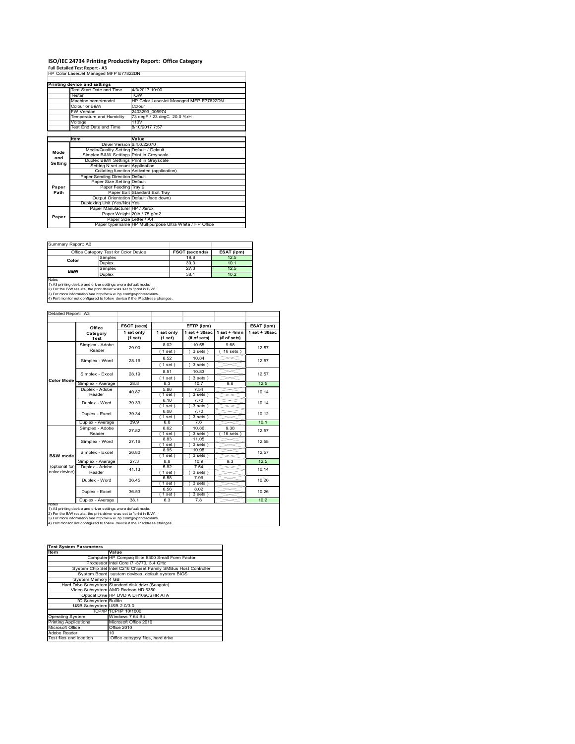# ISO/IEC 24734 Printing Productivity Report: Office Category

**Full Detailed Test Report - A3**

HP Color LaserJet Managed MFP E77822DN

| Printing device and settings | |
|---|---|
| Test Start Date and Time | 4/3/2017 10:00 |
| Tester | TQW |
| Machine name/model | HP Color LaserJet Managed MFP E77822DN |
| Colour or B&W | Colour |
| FW Version | 2403293_005974 |
| Temperature and Humidity | 73 degF / 23 degC 20.0 %rH |
| Voltage | 110V |
| Test End Date and Time | 8/10/2017 7:57 |

| | Item | Value |
|---|---|---|
| Mode and Setting | Driver Version | 6.4.0.22070 |
| | Media/Quality Setting | Default / Default |
| | Simplex B&W Settings | Print in Greyscale |
| | Duplex B&W Settings | Print in Greyscale |
| | Setting N set count | Application |
| | Collating function | Activated (application) |
| Paper Path | Paper Sending Direction | Default |
| | Paper Size Setting | Default |
| | Paper Feeding | Tray 2 |
| | Paper Exit | Standard Exit Tray |
| | Output Orientation | Default (face down) |
| | Duplexing Unit (Yes/No) | Yes |
| Paper | Paper Manufacturer | HP / Xerox |
| | Paper Weight | 20lb / 75 g/m2 |
| | Paper Size | Letter / A4 |
| | Paper type/name | HP Multipurpose Ultra White / HP Office |

Summary Report: A3

| Office Category Test for Color Device | | FSOT (seconds) | ESAT (ipm) |
|---|---|---|---|
| Color | Simplex | 19.8 | 12.5 |
| | Duplex | 30.3 | 10.1 |
| B&W | Simplex | 27.3 | 12.5 |
| | Duplex | 38.1 | 10.2 |

Notes
1) All printing device and driver settings were default mode.
2) For the B/W results, the print driver was set to "print in B/W".
3) For more information see http://www.hp.com/go/printerclaims.
4) Port monitor not configured to follow device if the IP address changes.

Detailed Report: A3

| | Office Category Test | FSOT (secs) 1 set only (1 set) | EFTP (ipm) 1 set only (1 set) | EFTP (ipm) 1 set + 30sec (# of sets) | EFTP (ipm) 1 set + 4min (# of sets) | ESAT (ipm) 1 set + 30sec |
|---|---|---|---|---|---|---|
| Color Mode | Simplex - Adobe Reader | 29.90 | 8.02 (1 set) | 10.55 (3 sets) | 9.68 (16 sets) | 12.57 |
| | Simplex - Word | 28.16 | 8.52 (1 set) | 10.84 (3 sets) | | 12.57 |
| | Simplex - Excel | 28.19 | 8.51 (1 set) | 10.83 (3 sets) | | 12.57 |
| | Simplex - Average | 28.8 | 8.3 | 10.7 | 9.6 | 12.5 |
| | Duplex - Adobe Reader | 40.87 | 5.86 (1 set) | 7.54 (3 sets) | | 10.14 |
| | Duplex - Word | 39.33 | 6.10 (1 set) | 7.70 (3 sets) | | 10.14 |
| | Duplex - Excel | 39.34 | 6.08 (1 set) | 7.70 (3 sets) | | 10.12 |
| | Duplex - Average | 39.9 | 6.0 | 7.6 | | 10.1 |
| B&W mode (optional for color device) | Simplex - Adobe Reader | 27.82 | 8.62 (1 set) | 10.86 (3 sets) | 9.38 (16 sets) | 12.57 |
| | Simplex - Word | 27.16 | 8.83 (1 set) | 11.05 (3 sets) | | 12.58 |
| | Simplex - Excel | 26.80 | 8.95 (1 set) | 10.98 (3 sets) | | 12.57 |
| | Simplex - Average | 27.3 | 8.8 | 10.9 | 9.3 | 12.5 |
| | Duplex - Adobe Reader | 41.13 | 5.82 (1 set) | 7.54 (3 sets) | | 10.14 |
| | Duplex - Word | 36.45 | 6.58 (1 set) | 7.96 (3 sets) | | 10.26 |
| | Duplex - Excel | 36.53 | 6.56 (1 set) | 8.02 (3 sets) | | 10.26 |
| | Duplex - Average | 38.1 | 6.3 | 7.8 | | 10.2 |

Notes
1) All printing device and driver settings were default mode.
2) For the B/W results, the print driver was set to "print in B/W".
3) For more information see http://www.hp.com/go/printerclaims.
4) Port monitor not configured to follow device if the IP address changes.

| Test System Parameters | |
|---|---|
| Item | Value |
| Computer | HP Compaq Elite 8300 Small Form Factor |
| Processor | Intel Core i7 -3770, 3.4 GHz |
| System Chip Set | Intel C216 Chipset Family SMBus Host Controller |
| System Board | system devices, default system BIOS |
| System Memory | 4 GB |
| Hard Drive Subsystem | Standard disk drive (Seagate) |
| Video Subsystem | AMD Radeon HD 6350 |
| Optical Drive | HP DVD A DH16aCSHR ATA |
| I/O Subsystem | Builtin |
| USB Subsystem | USB 2.0/3.0 |
| TCP/IP | TCP/IP 10/1000 |
| Operating System | Windows 7 64 Bit |
| Printing Applications | Microsoft Office 2010 |
| Microsoft Office | Office 2010 |
| Adobe Reader | 10 |
| Test files and location | Office category files, hard drive |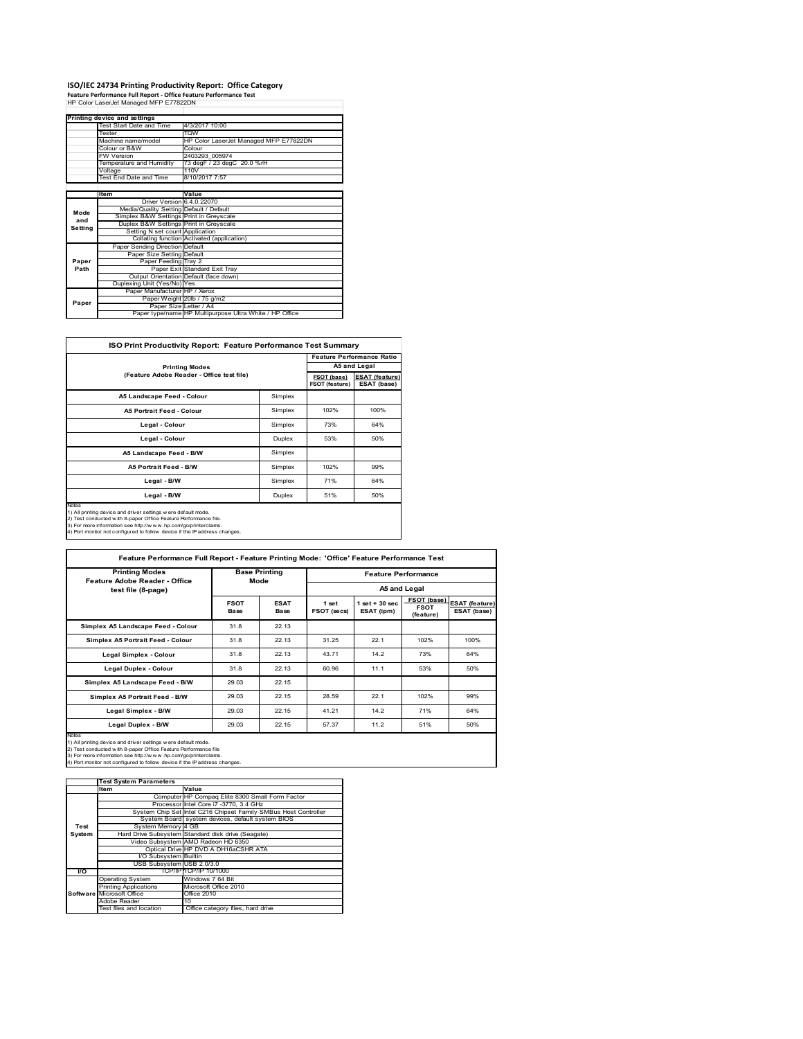# ISO/IEC 24734 Printing Productivity Report: Office Category

**Feature Performance Full Report - Office Feature Performance Test**

HP Color LaserJet Managed MFP E77822DN

| Printing device and settings | |
|---|---|
| Test Start Date and Time | 4/3/2017 10:00 |
| Tester | TQW |
| Machine name/model | HP Color LaserJet Managed MFP E77822DN |
| Colour or B&W | Colour |
| FW Version | 2403293_005974 |
| Temperature and Humidity | 73 degF / 23 degC 20.0 %rH |
| Voltage | 110V |
| Test End Date and Time | 8/10/2017 7:57 |

| | Item | Value |
|---|---|---|
| Mode and Setting | Driver Version | 6.4.0.22070 |
| | Media/Quality Setting | Default / Default |
| | Simplex B&W Settings | Print in Greyscale |
| | Duplex B&W Settings | Print in Greyscale |
| | Setting N set count | Application |
| | Collating function | Activated (application) |
| Paper Path | Paper Sending Direction | Default |
| | Paper Size Setting | Default |
| | Paper Feeding | Tray 2 |
| | Paper Exit | Standard Exit Tray |
| | Output Orientation | Default (face down) |
| | Duplexing Unit (Yes/No) | Yes |
| Paper | Paper Manufacturer | HP / Xerox |
| | Paper Weight | 20lb / 75 g/m2 |
| | Paper Size | Letter / A4 |
| | Paper type/name | HP Multipurpose Ultra White / HP Office |

## ISO Print Productivity Report: Feature Performance Test Summary

| Printing Modes (Feature Adobe Reader - Office test file) | | Feature Performance Ratio A5 and Legal | |
|---|---|---|---|
| | | FSOT (base) / FSOT (feature) | ESAT (feature) / ESAT (base) |
| A5 Landscape Feed - Colour | Simplex | | |
| A5 Portrait Feed - Colour | Simplex | 102% | 100% |
| Legal - Colour | Simplex | 73% | 64% |
| Legal - Colour | Duplex | 53% | 50% |
| A5 Landscape Feed - B/W | Simplex | | |
| A5 Portrait Feed - B/W | Simplex | 102% | 99% |
| Legal - B/W | Simplex | 71% | 64% |
| Legal - B/W | Duplex | 51% | 50% |

Notes
1) All printing device and driver settings were default mode.
2) Test conducted with 8-paper Office Feature Performance file.
3) For more information see http://www.hp.com/go/printerclaims.
4) Port monitor not configured to follow device if the IP address changes.

## Feature Performance Full Report - Feature Printing Mode: 'Office' Feature Performance Test

| Printing Modes Feature Adobe Reader - Office test file (8-page) | Base Printing Mode | | Feature Performance A5 and Legal | | | |
|---|---|---|---|---|---|---|
| | FSOT Base | ESAT Base | 1 set FSOT (secs) | 1 set + 30 sec ESAT (ipm) | FSOT (base) / FSOT (feature) | ESAT (feature) / ESAT (base) |
| Simplex A5 Landscape Feed - Colour | 31.8 | 22.13 | | | | |
| Simplex A5 Portrait Feed - Colour | 31.8 | 22.13 | 31.25 | 22.1 | 102% | 100% |
| Legal Simplex - Colour | 31.8 | 22.13 | 43.71 | 14.2 | 73% | 64% |
| Legal Duplex - Colour | 31.8 | 22.13 | 60.96 | 11.1 | 53% | 50% |
| Simplex A5 Landscape Feed - B/W | 29.03 | 22.15 | | | | |
| Simplex A5 Portrait Feed - B/W | 29.03 | 22.15 | 28.59 | 22.1 | 102% | 99% |
| Legal Simplex - B/W | 29.03 | 22.15 | 41.21 | 14.2 | 71% | 64% |
| Legal Duplex - B/W | 29.03 | 22.15 | 57.37 | 11.2 | 51% | 50% |

Notes
1) All printing device and driver settings were default mode.
2) Test conducted with 8-paper Office Feature Performance file
3) For more information see http://www.hp.com/go/printerclaims.
4) Port monitor not configured to follow device if the IP address changes.

| | Test System Parameters | |
|---|---|---|
| | Item | Value |
| Test System | Computer | HP Compaq Elite 8300 Small Form Factor |
| | Processor | Intel Core i7 -3770, 3.4 GHz |
| | System Chip Set | Intel C216 Chipset Family SMBus Host Controller |
| | System Board | system devices, default system BIOS |
| | System Memory | 4 GB |
| | Hard Drive Subsystem | Standard disk drive (Seagate) |
| | Video Subsystem | AMD Radeon HD 6350 |
| | Optical Drive | HP DVD A DH16aCSHR ATA |
| | I/O Subsystem | Builtin |
| | USB Subsystem | USB 2.0/3.0 |
| I/O | TCP/IP | TCP/IP 10/1000 |
| Software | Operating System | Windows 7 64 Bit |
| | Printing Applications | Microsoft Office 2010 |
| | Microsoft Office | Office 2010 |
| | Adobe Reader | 10 |
| | Test files and location | Office category files, hard drive |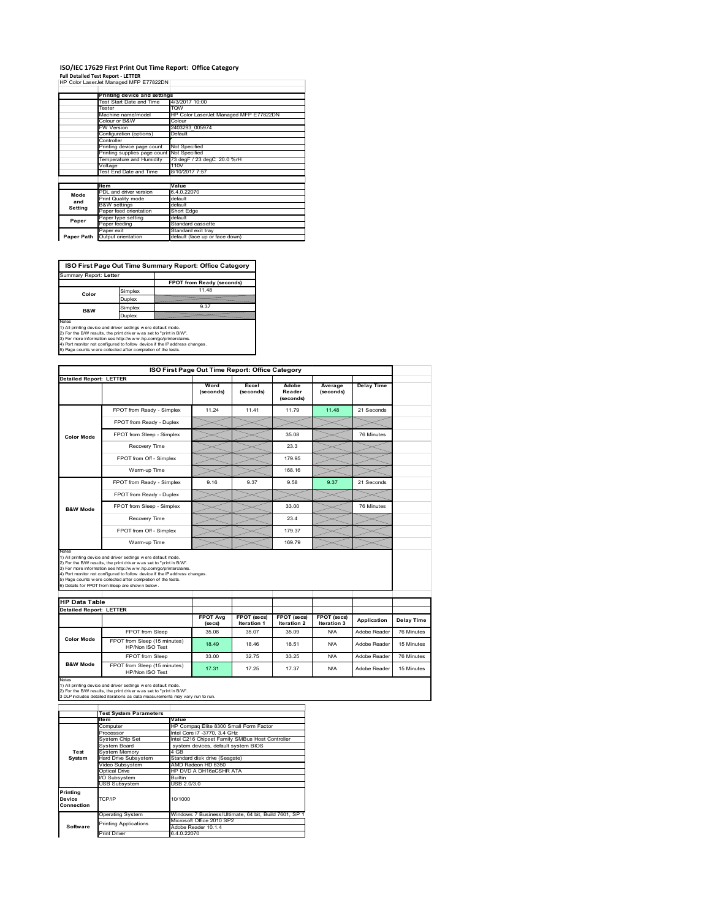# ISO/IEC 17629 First Print Out Time Report: Office Category

**Full Detailed Test Report - LETTER**

HP Color LaserJet Managed MFP E77822DN

| | Printing device and settings | |
|---|---|---|
| | Test Start Date and Time | 4/3/2017 10:00 |
| | Tester | TQW |
| | Machine name/model | HP Color LaserJet Managed MFP E77822DN |
| | Colour or B&W | Colour |
| | FW Version | 2403293_005974 |
| | Configuration (options) | Default |
| | Controller | |
| | Printing device page count | Not Specified |
| | Printing supplies page count | Not Specified |
| | Temperature and Humidity | 73 degF / 23 degC 20.0 %rH |
| | Voltage | 110V |
| | Test End Date and Time | 8/10/2017 7:57 |

| | Item | Value |
|---|---|---|
| Mode and Setting | PDL and driver version | 6.4.0.22070 |
| | Print Quality mode | default |
| | B&W settings | default |
| | Paper feed orientation | Short Edge |
| Paper | Paper type setting | default |
| | Paper feeding | Standard cassette |
| | Paper exit | Standard exit tray |
| Paper Path | Output orientation | default (face up or face down) |

## ISO First Page Out Time Summary Report: Office Category

Summary Report: **Letter**

| | | FPOT from Ready (seconds) |
|---|---|---|
| Color | Simplex | 11.48 |
| | Duplex | |
| B&W | Simplex | 9.37 |
| | Duplex | |

Notes
1) All printing device and driver settings were default mode.
2) For the B/W results, the print driver was set to "print in B/W".
3) For more information see http://www.hp.com/go/printerclaims.
4) Port monitor not configured to follow device if the IP address changes.
5) Page counts were collected after completion of the tests.

## ISO First Page Out Time Report: Office Category

**Detailed Report: LETTER**

| | | Word (seconds) | Excel (seconds) | Adobe Reader (seconds) | Average (seconds) | Delay Time |
|---|---|---|---|---|---|---|
| Color Mode | FPOT from Ready - Simplex | 11.24 | 11.41 | 11.79 | 11.48 | 21 Seconds |
| | FPOT from Ready - Duplex | | | | | |
| | FPOT from Sleep - Simplex | | | 35.08 | | 76 Minutes |
| | Recovery Time | | | 23.3 | | |
| | FPOT from Off - Simplex | | | 179.95 | | |
| | Warm-up Time | | | 168.16 | | |
| B&W Mode | FPOT from Ready - Simplex | 9.16 | 9.37 | 9.58 | 9.37 | 21 Seconds |
| | FPOT from Ready - Duplex | | | | | |
| | FPOT from Sleep - Simplex | | | 33.00 | | 76 Minutes |
| | Recovery Time | | | 23.4 | | |
| | FPOT from Off - Simplex | | | 179.37 | | |
| | Warm-up Time | | | 169.79 | | |

Notes
1) All printing device and driver settings were default mode.
2) For the B/W results, the print driver was set to "print in B/W".
3) For more information see http://www.hp.com/go/printerclaims.
4) Port monitor not configured to follow device if the IP address changes.
5) Page counts were collected after completion of the tests.
6) Details for FPOT from Sleep are shown below.

## HP Data Table

**Detailed Report: LETTER**

| | | FPOT Avg (secs) | FPOT (secs) Iteration 1 | FPOT (secs) Iteration 2 | FPOT (secs) Iteration 3 | Application | Delay Time |
|---|---|---|---|---|---|---|---|
| Color Mode | FPOT from Sleep | 35.08 | 35.07 | 35.09 | N/A | Adobe Reader | 76 Minutes |
| | FPOT from Sleep (15 minutes) HP/Non ISO Test | 18.49 | 18.46 | 18.51 | N/A | Adobe Reader | 15 Minutes |
| B&W Mode | FPOT from Sleep | 33.00 | 32.75 | 33.25 | N/A | Adobe Reader | 76 Minutes |
| | FPOT from Sleep (15 minutes) HP/Non ISO Test | 17.31 | 17.25 | 17.37 | N/A | Adobe Reader | 15 Minutes |

Notes
1) All printing device and driver settings were default mode.
2) For the B/W results, the print driver was set to "print in B/W".
3 DLP includes detailed iterations as data measurements may vary run to run.

| | Test System Parameters | |
|---|---|---|
| | Item | Value |
| Test System | Computer | HP Compaq Elite 8300 Small Form Factor |
| | Processor | Intel Core i7 -3770, 3.4 GHz |
| | System Chip Set | Intel C216 Chipset Family SMBus Host Controller |
| | System Board | system devices, default system BIOS |
| | System Memory | 4 GB |
| | Hard Drive Subsystem | Standard disk drive (Seagate) |
| | Video Subsystem | AMD Radeon HD 6350 |
| | Optical Drive | HP DVD A DH16aCSHR ATA |
| | I/O Subsystem | Builtin |
| | USB Subsystem | USB 2.0/3.0 |
| Printing Device Connection | TCP/IP | 10/1000 |
| Software | Operating System | Windows 7 Business/Ultimate, 64 bit, Build 7601, SP 1 |
| | Printing Applications | Microsoft Office 2010 SP2 |
| | | Adobe Reader 10.1.4 |
| | Print Driver | 6.4.0.22070 |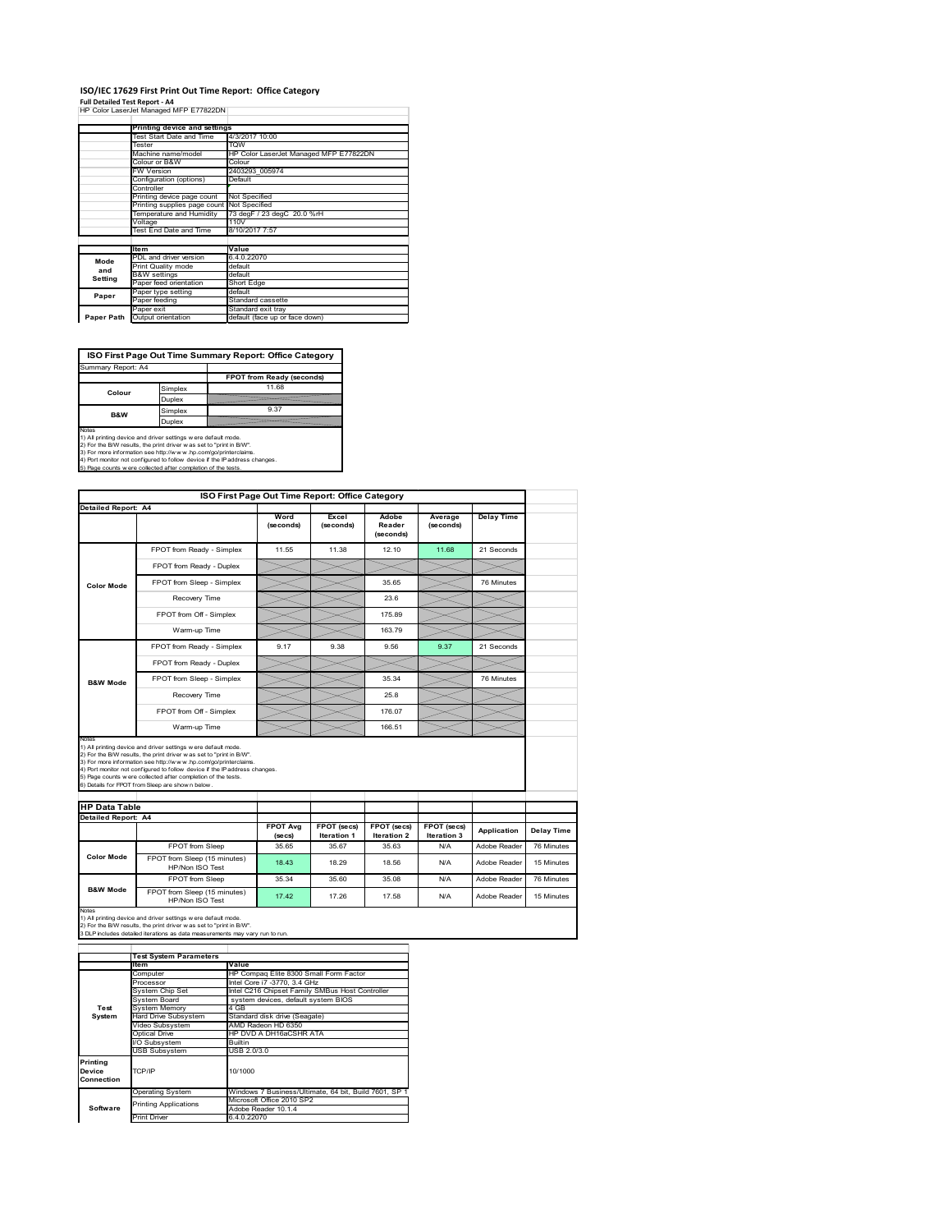# ISO/IEC 17629 First Print Out Time Report: Office Category

**Full Detailed Test Report - A4**

HP Color LaserJet Managed MFP E77822DN

| | Printing device and settings | |
|---|---|---|
| | Test Start Date and Time | 4/3/2017 10:00 |
| | Tester | TQW |
| | Machine name/model | HP Color LaserJet Managed MFP E77822DN |
| | Colour or B&W | Colour |
| | FW Version | 2403293_005974 |
| | Configuration (options) | Default |
| | Controller | |
| | Printing device page count | Not Specified |
| | Printing supplies page count | Not Specified |
| | Temperature and Humidity | 73 degF / 23 degC 20.0 %rH |
| | Voltage | 110V |
| | Test End Date and Time | 8/10/2017 7:57 |

| | Item | Value |
|---|---|---|
| Mode and Setting | PDL and driver version | 6.4.0.22070 |
| | Print Quality mode | default |
| | B&W settings | default |
| | Paper feed orientation | Short Edge |
| Paper | Paper type setting | default |
| | Paper feeding | Standard cassette |
| | Paper exit | Standard exit tray |
| Paper Path | Output orientation | default (face up or face down) |

## ISO First Page Out Time Summary Report: Office Category

Summary Report: A4

| | | FPOT from Ready (seconds) |
|---|---|---|
| Colour | Simplex | 11.68 |
| | Duplex | |
| B&W | Simplex | 9.37 |
| | Duplex | |

Notes
1) All printing device and driver settings were default mode.
2) For the B/W results, the print driver was set to "print in B/W".
3) For more information see http://www.hp.com/go/printerclaims.
4) Port monitor not configured to follow device if the IP address changes.
5) Page counts were collected after completion of the tests.

## ISO First Page Out Time Report: Office Category

Detailed Report: A4

| | | Word (seconds) | Excel (seconds) | Adobe Reader (seconds) | Average (seconds) | Delay Time |
|---|---|---|---|---|---|---|
| Color Mode | FPOT from Ready - Simplex | 11.55 | 11.38 | 12.10 | 11.68 | 21 Seconds |
| | FPOT from Ready - Duplex | | | | | |
| | FPOT from Sleep - Simplex | | | 35.65 | | 76 Minutes |
| | Recovery Time | | | 23.6 | | |
| | FPOT from Off - Simplex | | | 175.89 | | |
| | Warm-up Time | | | 163.79 | | |
| B&W Mode | FPOT from Ready - Simplex | 9.17 | 9.38 | 9.56 | 9.37 | 21 Seconds |
| | FPOT from Ready - Duplex | | | | | |
| | FPOT from Sleep - Simplex | | | 35.34 | | 76 Minutes |
| | Recovery Time | | | 25.8 | | |
| | FPOT from Off - Simplex | | | 176.07 | | |
| | Warm-up Time | | | 166.51 | | |

Notes
1) All printing device and driver settings were default mode.
2) For the B/W results, the print driver was set to "print in B/W".
3) For more information see http://www.hp.com/go/printerclaims.
4) Port monitor not configured to follow device if the IP address changes.
5) Page counts were collected after completion of the tests.
6) Details for FPOT from Sleep are shown below.

## HP Data Table

Detailed Report: A4

| | | FPOT Avg (secs) | FPOT (secs) Iteration 1 | FPOT (secs) Iteration 2 | FPOT (secs) Iteration 3 | Application | Delay Time |
|---|---|---|---|---|---|---|---|
| Color Mode | FPOT from Sleep | 35.65 | 35.67 | 35.63 | N/A | Adobe Reader | 76 Minutes |
| | FPOT from Sleep (15 minutes) HP/Non ISO Test | 18.43 | 18.29 | 18.56 | N/A | Adobe Reader | 15 Minutes |
| B&W Mode | FPOT from Sleep | 35.34 | 35.60 | 35.08 | N/A | Adobe Reader | 76 Minutes |
| | FPOT from Sleep (15 minutes) HP/Non ISO Test | 17.42 | 17.26 | 17.58 | N/A | Adobe Reader | 15 Minutes |

Notes
1) All printing device and driver settings were default mode.
2) For the B/W results, the print driver was set to "print in B/W".
3 DLP includes detailed iterations as data measurements may vary run to run.

| | Test System Parameters | |
|---|---|---|
| | Item | Value |
| Test System | Computer | HP Compaq Elite 8300 Small Form Factor |
| | Processor | Intel Core i7 -3770, 3.4 GHz |
| | System Chip Set | Intel C216 Chipset Family SMBus Host Controller |
| | System Board | system devices, default system BIOS |
| | System Memory | 4 GB |
| | Hard Drive Subsystem | Standard disk drive (Seagate) |
| | Video Subsystem | AMD Radeon HD 6350 |
| | Optical Drive | HP DVD A DH16aCSHR ATA |
| | I/O Subsystem | Builtin |
| | USB Subsystem | USB 2.0/3.0 |
| Printing Device Connection | TCP/IP | 10/1000 |
| Software | Operating System | Windows 7 Business/Ultimate, 64 bit, Build 7601, SP 1 |
| | Printing Applications | Microsoft Office 2010 SP2 |
| | | Adobe Reader 10.1.4 |
| | Print Driver | 6.4.0.22070 |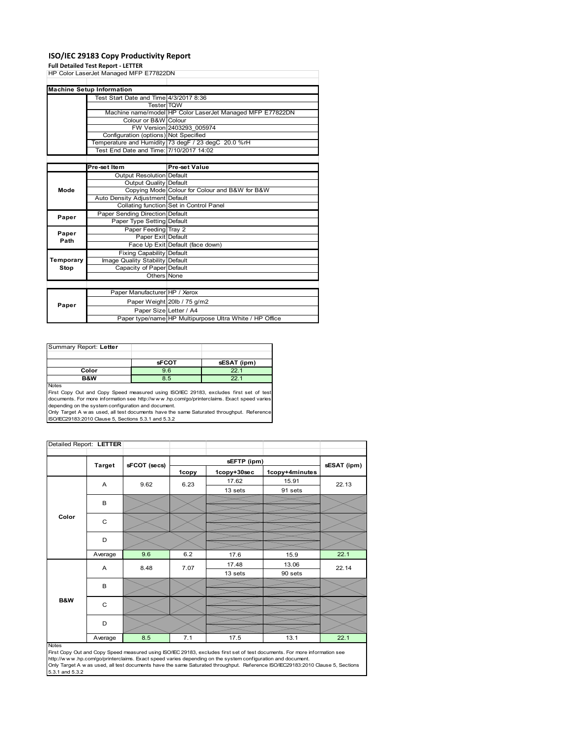# ISO/IEC 29183 Copy Productivity Report

**Full Detailed Test Report - LETTER**

HP Color LaserJet Managed MFP E77822DN

| Machine Setup Information | | |
|---|---|---|
| | Test Start Date and Time | 4/3/2017 8:36 |
| | Tester | TQW |
| | Machine name/model | HP Color LaserJet Managed MFP E77822DN |
| | Colour or B&W | Colour |
| | FW Version | 2403293_005974 |
| | Configuration (options) | Not Specified |
| | Temperature and Humidity | 73 degF / 23 degC 20.0 %rH |
| | Test End Date and Time: | 7/10/2017 14:02 |

| | Pre-set Item | Pre-set Value |
|---|---|---|
| Mode | Output Resolution | Default |
| | Output Quality | Default |
| | Copying Mode | Colour for Colour and B&W for B&W |
| | Auto Density Adjustment | Default |
| | Collating function | Set in Control Panel |
| Paper | Paper Sending Direction | Default |
| | Paper Type Setting | Default |
| Paper Path | Paper Feeding | Tray 2 |
| | Paper Exit | Default |
| | Face Up Exit | Default (face down) |
| Temporary Stop | Fixing Capability | Default |
| | Image Quality Stability | Default |
| | Capacity of Paper | Default |
| | Others | None |

| | | |
|---|---|---|
| Paper | Paper Manufacturer | HP / Xerox |
| | Paper Weight | 20lb / 75 g/m2 |
| | Paper Size | Letter / A4 |
| | Paper type/name | HP Multipurpose Ultra White / HP Office |

Summary Report: **Letter**

| | sFCOT | sESAT (ipm) |
|---|---|---|
| Color | 9.6 | 22.1 |
| B&W | 8.5 | 22.1 |

Notes

First Copy Out and Copy Speed measured using ISO/IEC 29183, excludes first set of test documents. For more information see http://www.hp.com/go/printerclaims. Exact speed varies depending on the system configuration and document.

Only Target A was used, all test documents have the same Saturated throughput. Reference ISO/IEC29183:2010 Clause 5, Sections 5.3.1 and 5.3.2

Detailed Report: **LETTER**

| | Target | sFCOT (secs) | sEFTP (ipm) 1copy | sEFTP (ipm) 1copy+30sec | sEFTP (ipm) 1copy+4minutes | sESAT (ipm) |
|---|---|---|---|---|---|---|
| Color | A | 9.62 | 6.23 | 17.62<br>13 sets | 15.91<br>91 sets | 22.13 |
| | B | | | | | |
| | C | | | | | |
| | D | | | | | |
| | Average | 9.6 | 6.2 | 17.6 | 15.9 | 22.1 |
| B&W | A | 8.48 | 7.07 | 17.48<br>13 sets | 13.06<br>90 sets | 22.14 |
| | B | | | | | |
| | C | | | | | |
| | D | | | | | |
| | Average | 8.5 | 7.1 | 17.5 | 13.1 | 22.1 |

Notes

First Copy Out and Copy Speed measured using ISO/IEC 29183, excludes first set of test documents. For more information see http://www.hp.com/go/printerclaims. Exact speed varies depending on the system configuration and document.

Only Target A was used, all test documents have the same Saturated throughput. Reference ISO/IEC29183:2010 Clause 5, Sections 5.3.1 and 5.3.2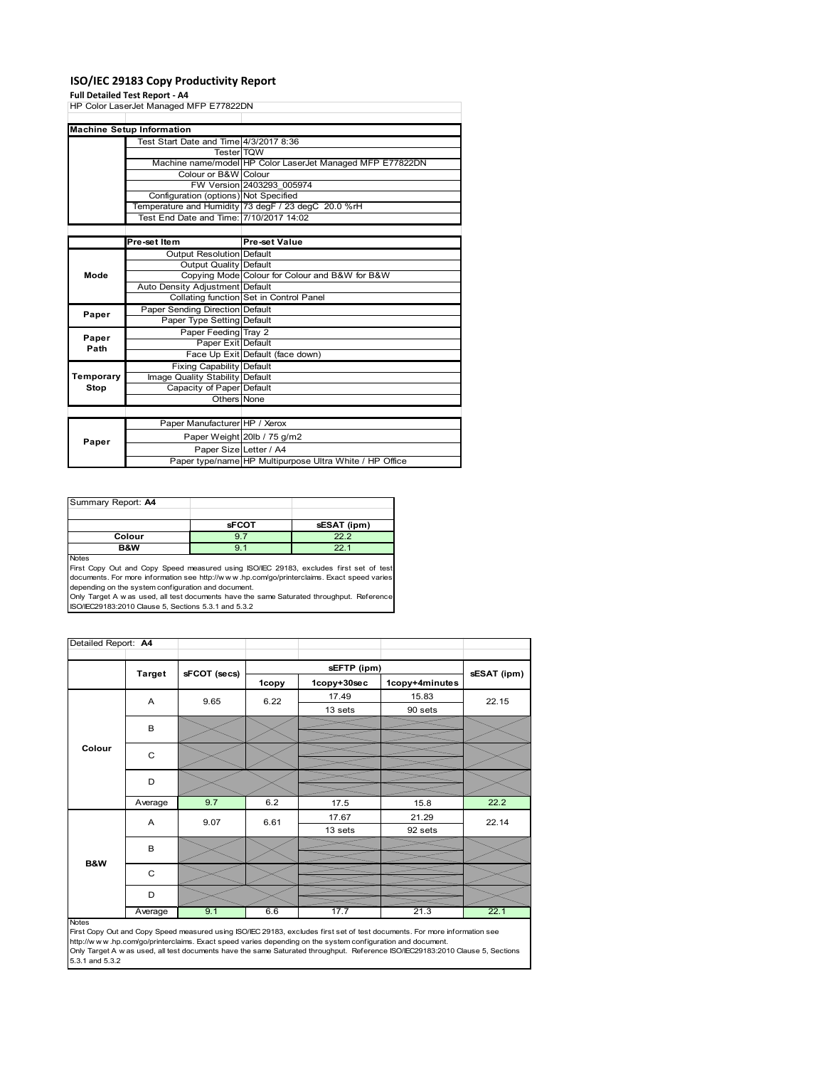# ISO/IEC 29183 Copy Productivity Report

**Full Detailed Test Report - A4**

HP Color LaserJet Managed MFP E77822DN

| Machine Setup Information | | |
|---|---|---|
| | Test Start Date and Time | 4/3/2017 8:36 |
| | Tester | TQW |
| | Machine name/model | HP Color LaserJet Managed MFP E77822DN |
| | Colour or B&W | Colour |
| | FW Version | 2403293_005974 |
| | Configuration (options) | Not Specified |
| | Temperature and Humidity | 73 degF / 23 degC 20.0 %rH |
| | Test End Date and Time: | 7/10/2017 14:02 |
| | **Pre-set Item** | **Pre-set Value** |
| Mode | Output Resolution | Default |
| | Output Quality | Default |
| | Copying Mode | Colour for Colour and B&W for B&W |
| | Auto Density Adjustment | Default |
| | Collating function | Set in Control Panel |
| Paper | Paper Sending Direction | Default |
| | Paper Type Setting | Default |
| Paper Path | Paper Feeding | Tray 2 |
| | Paper Exit | Default |
| | Face Up Exit | Default (face down) |
| Temporary Stop | Fixing Capability | Default |
| | Image Quality Stability | Default |
| | Capacity of Paper | Default |
| | Others | None |
| Paper | Paper Manufacturer | HP / Xerox |
| | Paper Weight | 20lb / 75 g/m2 |
| | Paper Size | Letter / A4 |
| | Paper type/name | HP Multipurpose Ultra White / HP Office |

Summary Report: **A4**

| | sFCOT | sESAT (ipm) |
|---|---|---|
| **Colour** | 9.7 | 22.2 |
| **B&W** | 9.1 | 22.1 |

Notes
First Copy Out and Copy Speed measured using ISO/IEC 29183, excludes first set of test documents. For more information see http://www.hp.com/go/printerclaims. Exact speed varies depending on the system configuration and document.
Only Target A was used, all test documents have the same Saturated throughput. Reference ISO/IEC29183:2010 Clause 5, Sections 5.3.1 and 5.3.2

Detailed Report: **A4**

| | Target | sFCOT (secs) | sEFTP (ipm) 1copy | sEFTP (ipm) 1copy+30sec | sEFTP (ipm) 1copy+4minutes | sESAT (ipm) |
|---|---|---|---|---|---|---|
| Colour | A | 9.65 | 6.22 | 17.49 / 13 sets | 15.83 / 90 sets | 22.15 |
| | B | | | | | |
| | C | | | | | |
| | D | | | | | |
| | Average | 9.7 | 6.2 | 17.5 | 15.8 | 22.2 |
| B&W | A | 9.07 | 6.61 | 17.67 / 13 sets | 21.29 / 92 sets | 22.14 |
| | B | | | | | |
| | C | | | | | |
| | D | | | | | |
| | Average | 9.1 | 6.6 | 17.7 | 21.3 | 22.1 |

Notes
First Copy Out and Copy Speed measured using ISO/IEC 29183, excludes first set of test documents. For more information see http://www.hp.com/go/printerclaims. Exact speed varies depending on the system configuration and document.
Only Target A was used, all test documents have the same Saturated throughput. Reference ISO/IEC29183:2010 Clause 5, Sections 5.3.1 and 5.3.2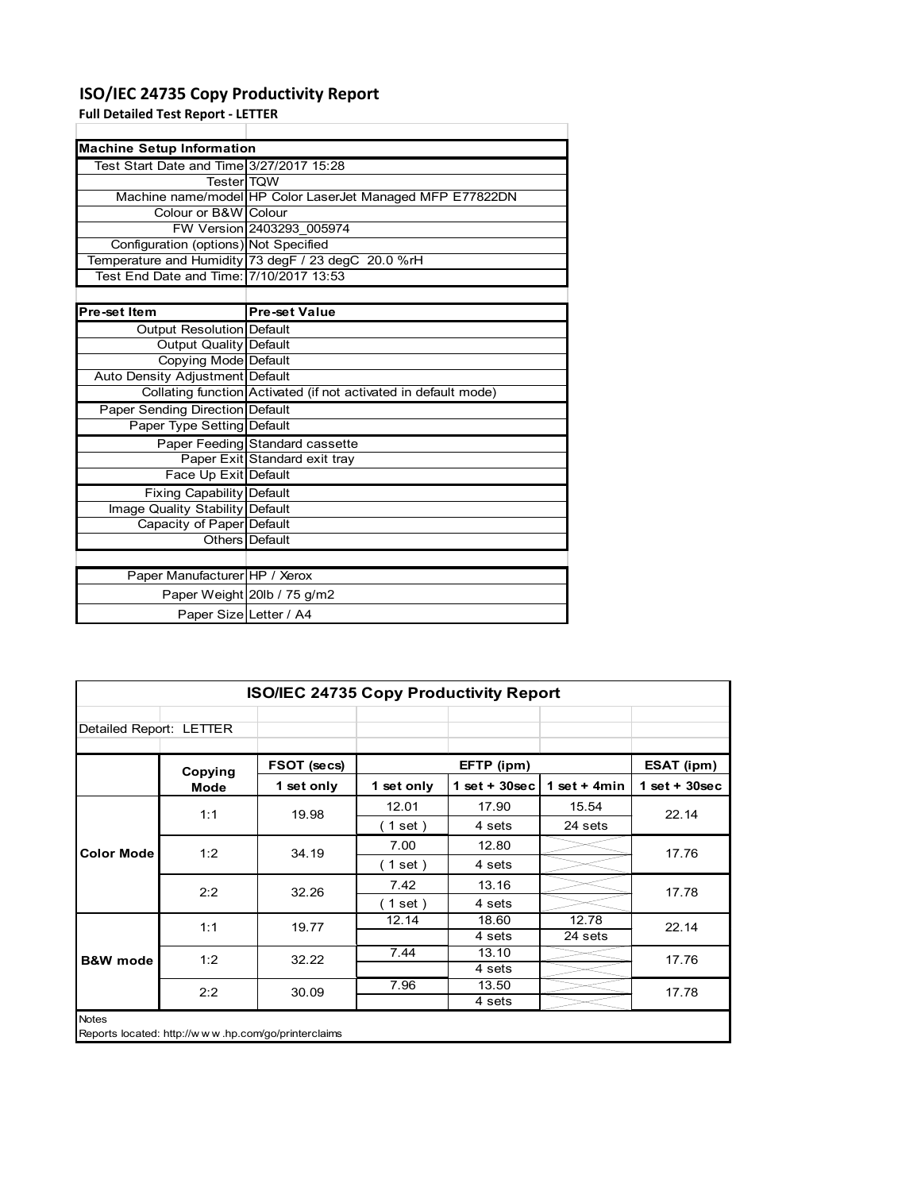# ISO/IEC 24735 Copy Productivity Report

**Full Detailed Test Report - LETTER**

| Machine Setup Information | |
|---|---|
| Test Start Date and Time | 3/27/2017 15:28 |
| Tester | TQW |
| Machine name/model | HP Color LaserJet Managed MFP E77822DN |
| Colour or B&W | Colour |
| FW Version | 2403293_005974 |
| Configuration (options) | Not Specified |
| Temperature and Humidity | 73 degF / 23 degC 20.0 %rH |
| Test End Date and Time: | 7/10/2017 13:53 |

| Pre-set Item | Pre-set Value |
|---|---|
| Output Resolution | Default |
| Output Quality | Default |
| Copying Mode | Default |
| Auto Density Adjustment | Default |
| Collating function | Activated (if not activated in default mode) |
| Paper Sending Direction | Default |
| Paper Type Setting | Default |
| Paper Feeding | Standard cassette |
| Paper Exit | Standard exit tray |
| Face Up Exit | Default |
| Fixing Capability | Default |
| Image Quality Stability | Default |
| Capacity of Paper | Default |
| Others | Default |

| | |
|---|---|
| Paper Manufacturer | HP / Xerox |
| Paper Weight | 20lb / 75 g/m2 |
| Paper Size | Letter / A4 |

**ISO/IEC 24735 Copy Productivity Report**

Detailed Report: LETTER

| | Copying Mode | FSOT (secs) | EFTP (ipm) | | | ESAT (ipm) |
|---|---|---|---|---|---|---|
| | | 1 set only | 1 set only | 1 set + 30sec | 1 set + 4min | 1 set + 30sec |
| Color Mode | 1:1 | 19.98 | 12.01 ( 1 set ) | 17.90 4 sets | 15.54 24 sets | 22.14 |
| | 1:2 | 34.19 | 7.00 ( 1 set ) | 12.80 4 sets | | 17.76 |
| | 2:2 | 32.26 | 7.42 ( 1 set ) | 13.16 4 sets | | 17.78 |
| B&W mode | 1:1 | 19.77 | 12.14 | 18.60 4 sets | 12.78 24 sets | 22.14 |
| | 1:2 | 32.22 | 7.44 | 13.10 4 sets | | 17.76 |
| | 2:2 | 30.09 | 7.96 | 13.50 4 sets | | 17.78 |

Notes

Reports located: http://www.hp.com/go/printerclaims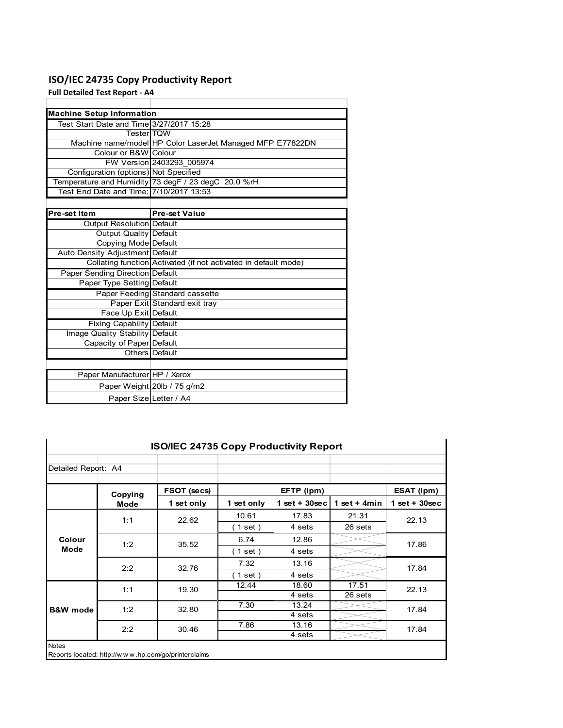# ISO/IEC 24735 Copy Productivity Report

**Full Detailed Test Report - A4**

| Machine Setup Information | |
|---|---|
| Test Start Date and Time | 3/27/2017 15:28 |
| Tester | TQW |
| Machine name/model | HP Color LaserJet Managed MFP E77822DN |
| Colour or B&W | Colour |
| FW Version | 2403293_005974 |
| Configuration (options) | Not Specified |
| Temperature and Humidity | 73 degF / 23 degC 20.0 %rH |
| Test End Date and Time: | 7/10/2017 13:53 |

| Pre-set Item | Pre-set Value |
|---|---|
| Output Resolution | Default |
| Output Quality | Default |
| Copying Mode | Default |
| Auto Density Adjustment | Default |
| Collating function | Activated (if not activated in default mode) |
| Paper Sending Direction | Default |
| Paper Type Setting | Default |
| Paper Feeding | Standard cassette |
| Paper Exit | Standard exit tray |
| Face Up Exit | Default |
| Fixing Capability | Default |
| Image Quality Stability | Default |
| Capacity of Paper | Default |
| Others | Default |

| | |
|---|---|
| Paper Manufacturer | HP / Xerox |
| Paper Weight | 20lb / 75 g/m2 |
| Paper Size | Letter / A4 |

**ISO/IEC 24735 Copy Productivity Report**

Detailed Report: A4

| | Copying Mode | FSOT (secs) | EFTP (ipm) | | | ESAT (ipm) |
|---|---|---|---|---|---|---|
| | | 1 set only | 1 set only | 1 set + 30sec | 1 set + 4min | 1 set + 30sec |
| Colour Mode | 1:1 | 22.62 | 10.61 | 17.83 | 21.31 | 22.13 |
| | | | ( 1 set ) | 4 sets | 26 sets | |
| | 1:2 | 35.52 | 6.74 | 12.86 | | 17.86 |
| | | | ( 1 set ) | 4 sets | | |
| | 2:2 | 32.76 | 7.32 | 13.16 | | 17.84 |
| | | | ( 1 set ) | 4 sets | | |
| B&W mode | 1:1 | 19.30 | 12.44 | 18.60 | 17.51 | 22.13 |
| | | | | 4 sets | 26 sets | |
| | 1:2 | 32.80 | 7.30 | 13.24 | | 17.84 |
| | | | | 4 sets | | |
| | 2:2 | 30.46 | 7.86 | 13.16 | | 17.84 |
| | | | | 4 sets | | |

Notes

Reports located: http://www.hp.com/go/printerclaims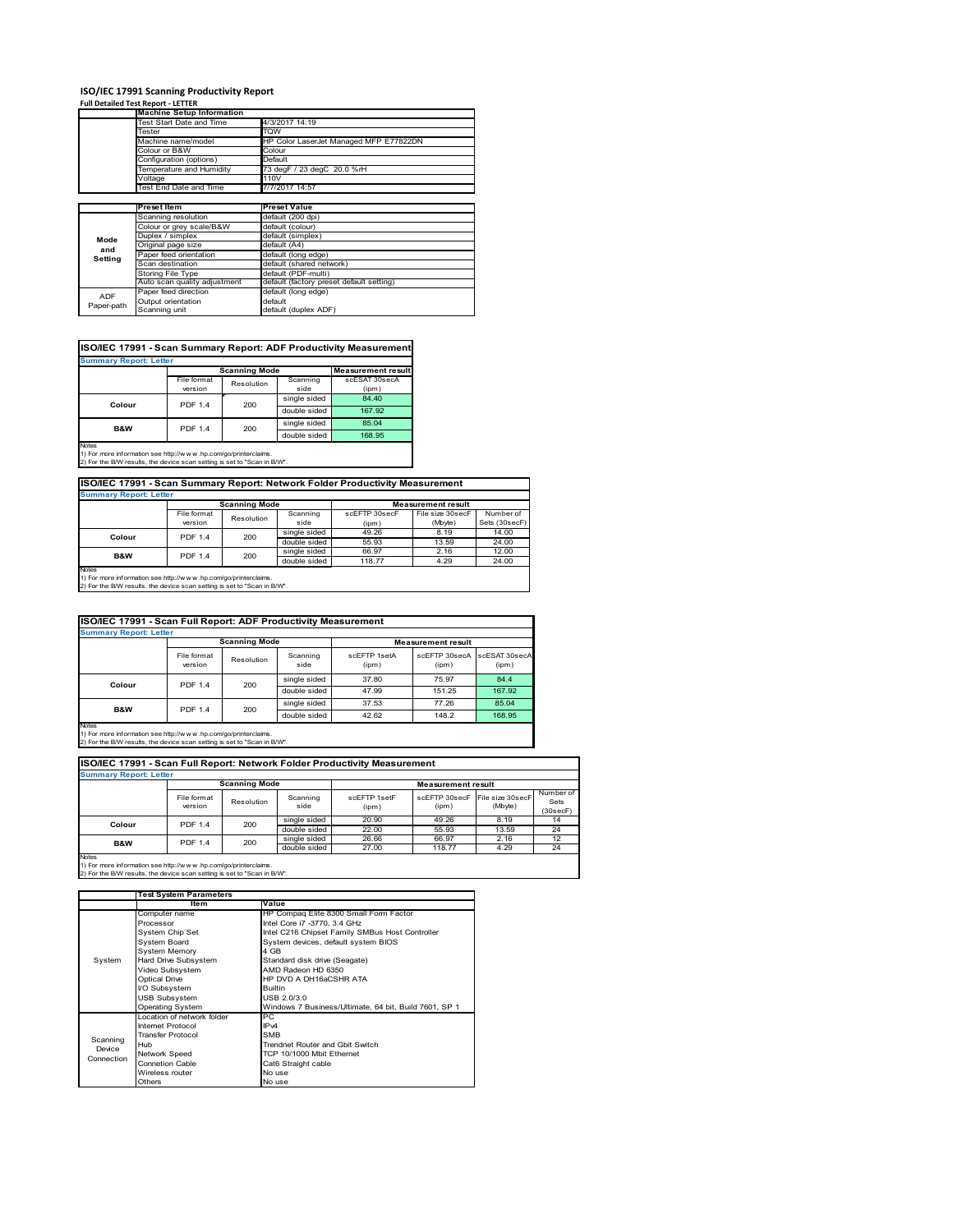# ISO/IEC 17991 Scanning Productivity Report

**Full Detailed Test Report - LETTER**

| | Machine Setup Information | |
|---|---|---|
| | Test Start Date and Time | 4/3/2017 14:19 |
| | Tester | TQW |
| | Machine name/model | HP Color LaserJet Managed MFP E77822DN |
| | Colour or B&W | Colour |
| | Configuration (options) | Default |
| | Temperature and Humidity | 73 degF / 23 degC 20.0 %rH |
| | Voltage | 110V |
| | Test End Date and Time | 7/7/2017 14:57 |

| | Preset Item | Preset Value |
|---|---|---|
| Mode and Setting | Scanning resolution | default (200 dpi) |
| | Colour or grey scale/B&W | default (colour) |
| | Duplex / simplex | default (simplex) |
| | Original page size | default (A4) |
| | Paper feed orientation | default (long edge) |
| | Scan destination | default (shared network) |
| | Storing File Type | default (PDF-multi) |
| | Auto scan quality adjustment | default (factory preset default setting) |
| ADF Paper-path | Paper feed direction | default (long edge) |
| | Output orientation | default |
| | Scanning unit | default (duplex ADF) |

## ISO/IEC 17991 - Scan Summary Report: ADF Productivity Measurement

**Summary Report: Letter**

| | Scanning Mode | | | Measurement result |
|---|---|---|---|---|
| | File format version | Resolution | Scanning side | scESAT 30secA (ipm) |
| Colour | PDF 1.4 | 200 | single sided | 84.40 |
| | | | double sided | 167.92 |
| B&W | PDF 1.4 | 200 | single sided | 85.04 |
| | | | double sided | 168.95 |

Notes
1) For more information see http://www.hp.com/go/printerclaims.
2) For the B/W results, the device scan setting is set to "Scan in B/W".

## ISO/IEC 17991 - Scan Summary Report: Network Folder Productivity Measurement

**Summary Report: Letter**

| | Scanning Mode | | | Measurement result | | |
|---|---|---|---|---|---|---|
| | File format version | Resolution | Scanning side | scEFTP 30secF (ipm) | File size 30secF (Mbyte) | Number of Sets (30secF) |
| Colour | PDF 1.4 | 200 | single sided | 49.26 | 8.19 | 14.00 |
| | | | double sided | 55.93 | 13.59 | 24.00 |
| B&W | PDF 1.4 | 200 | single sided | 66.97 | 2.16 | 12.00 |
| | | | double sided | 118.77 | 4.29 | 24.00 |

Notes
1) For more information see http://www.hp.com/go/printerclaims.
2) For the B/W results, the device scan setting is set to "Scan in B/W".

## ISO/IEC 17991 - Scan Full Report: ADF Productivity Measurement

**Summary Report: Letter**

| | Scanning Mode | | | Measurement result | | |
|---|---|---|---|---|---|---|
| | File format version | Resolution | Scanning side | scEFTP 1setA (ipm) | scEFTP 30secA (ipm) | scESAT 30secA (ipm) |
| Colour | PDF 1.4 | 200 | single sided | 37.80 | 75.97 | 84.4 |
| | | | double sided | 47.99 | 151.25 | 167.92 |
| B&W | PDF 1.4 | 200 | single sided | 37.53 | 77.26 | 85.04 |
| | | | double sided | 42.62 | 148.2 | 168.95 |

Notes
1) For more information see http://www.hp.com/go/printerclaims.
2) For the B/W results, the device scan setting is set to "Scan in B/W".

## ISO/IEC 17991 - Scan Full Report: Network Folder Productivity Measurement

**Summary Report: Letter**

| | Scanning Mode | | | Measurement result | | | |
|---|---|---|---|---|---|---|---|
| | File format version | Resolution | Scanning side | scEFTP 1setF (ipm) | scEFTP 30secF (ipm) | File size 30secF (Mbyte) | Number of Sets (30secF) |
| Colour | PDF 1.4 | 200 | single sided | 20.90 | 49.26 | 8.19 | 14 |
| | | | double sided | 22.00 | 55.93 | 13.59 | 24 |
| B&W | PDF 1.4 | 200 | single sided | 26.66 | 66.97 | 2.16 | 12 |
| | | | double sided | 27.00 | 118.77 | 4.29 | 24 |

Notes
1) For more information see http://www.hp.com/go/printerclaims.
2) For the B/W results, the device scan setting is set to "Scan in B/W".

| | Test System Parameters | |
|---|---|---|
| | Item | Value |
| System | Computer name | HP Compaq Elite 8300 Small Form Factor |
| | Processor | Intel Core i7 -3770, 3.4 GHz |
| | System Chip Set | Intel C216 Chipset Family SMBus Host Controller |
| | System Board | System devices, default system BIOS |
| | System Memory | 4 GB |
| | Hard Drive Subsystem | Standard disk drive (Seagate) |
| | Video Subsystem | AMD Radeon HD 6350 |
| | Optical Drive | HP DVD A DH16aCSHR ATA |
| | I/O Subsystem | Builtin |
| | USB Subsystem | USB 2.0/3.0 |
| | Operating System | Windows 7 Business/Ultimate, 64 bit, Build 7601, SP 1 |
| Scanning Device Connection | Location of network folder | PC |
| | Internet Protocol | IPv4 |
| | Transfer Protocol | SMB |
| | Hub | Trendnet Router and Gbit Switch |
| | Network Speed | TCP 10/1000 Mbit Ethernet |
| | Connetion Cable | Cat6 Straight cable |
| | Wireless router | No use |
| | Others | No use |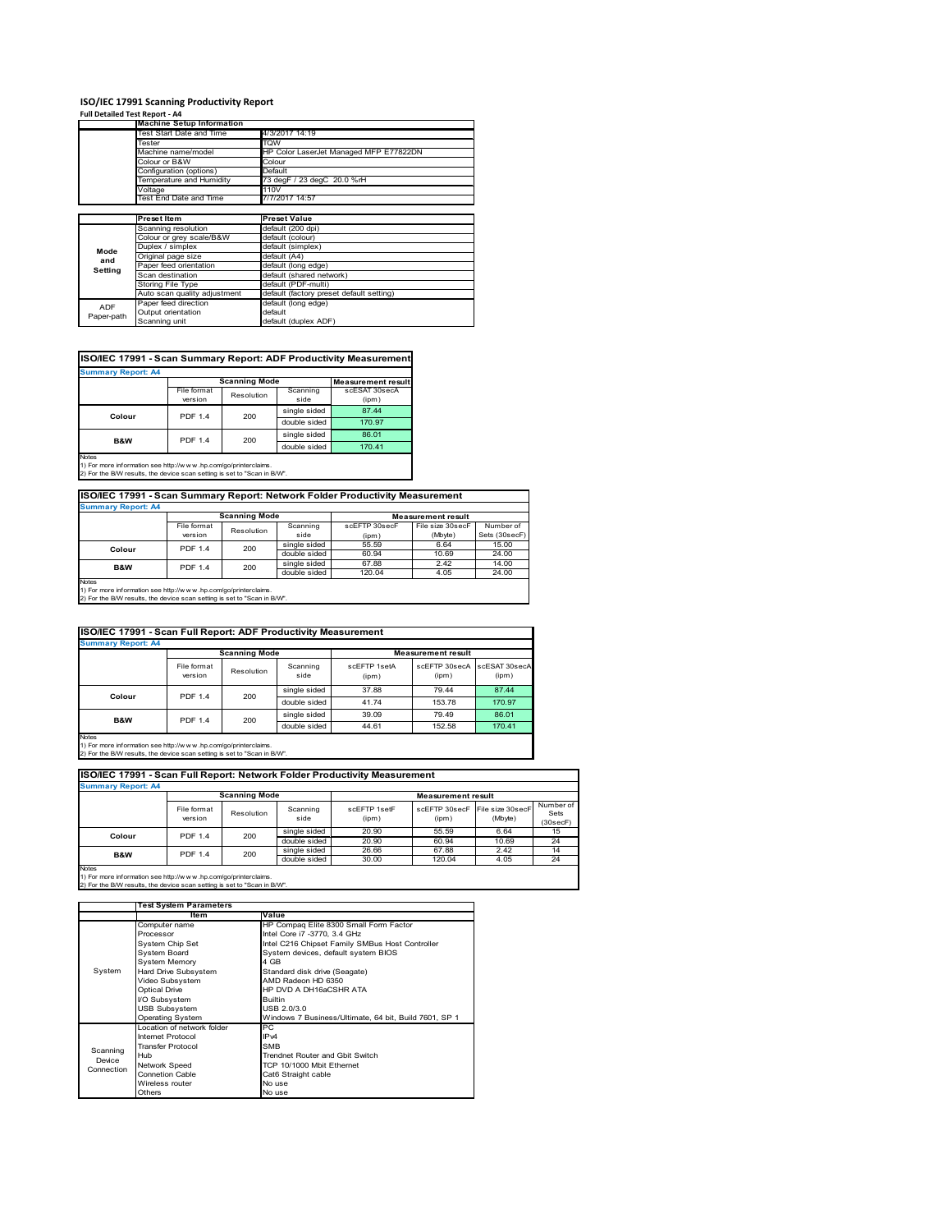# ISO/IEC 17991 Scanning Productivity Report

**Full Detailed Test Report - A4**

| | Machine Setup Information | |
|---|---|---|
| | Test Start Date and Time | 4/3/2017 14:19 |
| | Tester | TQW |
| | Machine name/model | HP Color LaserJet Managed MFP E77822DN |
| | Colour or B&W | Colour |
| | Configuration (options) | Default |
| | Temperature and Humidity | 73 degF / 23 degC 20.0 %rH |
| | Voltage | 110V |
| | Test End Date and Time | 7/7/2017 14:57 |

| | Preset Item | Preset Value |
|---|---|---|
| Mode and Setting | Scanning resolution | default (200 dpi) |
| | Colour or grey scale/B&W | default (colour) |
| | Duplex / simplex | default (simplex) |
| | Original page size | default (A4) |
| | Paper feed orientation | default (long edge) |
| | Scan destination | default (shared network) |
| | Storing File Type | default (PDF-multi) |
| | Auto scan quality adjustment | default (factory preset default setting) |
| ADF Paper-path | Paper feed direction | default (long edge) |
| | Output orientation | default |
| | Scanning unit | default (duplex ADF) |

## ISO/IEC 17991 - Scan Summary Report: ADF Productivity Measurement

**Summary Report: A4**

| | Scanning Mode | | | Measurement result |
|---|---|---|---|---|
| | File format version | Resolution | Scanning side | scESAT 30secA (ipm) |
| Colour | PDF 1.4 | 200 | single sided | 87.44 |
| | | | double sided | 170.97 |
| B&W | PDF 1.4 | 200 | single sided | 86.01 |
| | | | double sided | 170.41 |

Notes
1) For more information see http://w w w .hp.com/go/printerclaims.
2) For the B/W results, the device scan setting is set to "Scan in B/W".

## ISO/IEC 17991 - Scan Summary Report: Network Folder Productivity Measurement

**Summary Report: A4**

| | Scanning Mode | | | Measurement result | | |
|---|---|---|---|---|---|---|
| | File format version | Resolution | Scanning side | scEFTP 30secF (ipm) | File size 30secF (Mbyte) | Number of Sets (30secF) |
| Colour | PDF 1.4 | 200 | single sided | 55.59 | 6.64 | 15.00 |
| | | | double sided | 60.94 | 10.69 | 24.00 |
| B&W | PDF 1.4 | 200 | single sided | 67.88 | 2.42 | 14.00 |
| | | | double sided | 120.04 | 4.05 | 24.00 |

Notes
1) For more information see http://w w w .hp.com/go/printerclaims.
2) For the B/W results, the device scan setting is set to "Scan in B/W".

## ISO/IEC 17991 - Scan Full Report: ADF Productivity Measurement

**Summary Report: A4**

| | Scanning Mode | | | Measurement result | | |
|---|---|---|---|---|---|---|
| | File format version | Resolution | Scanning side | scEFTP 1setA (ipm) | scEFTP 30secA (ipm) | scESAT 30secA (ipm) |
| Colour | PDF 1.4 | 200 | single sided | 37.88 | 79.44 | 87.44 |
| | | | double sided | 41.74 | 153.78 | 170.97 |
| B&W | PDF 1.4 | 200 | single sided | 39.09 | 79.49 | 86.01 |
| | | | double sided | 44.61 | 152.58 | 170.41 |

Notes
1) For more information see http://w w w .hp.com/go/printerclaims.
2) For the B/W results, the device scan setting is set to "Scan in B/W".

## ISO/IEC 17991 - Scan Full Report: Network Folder Productivity Measurement

**Summary Report: A4**

| | Scanning Mode | | | Measurement result | | | |
|---|---|---|---|---|---|---|---|
| | File format version | Resolution | Scanning side | scEFTP 1setF (ipm) | scEFTP 30secF (ipm) | File size 30secF (Mbyte) | Number of Sets (30secF) |
| Colour | PDF 1.4 | 200 | single sided | 20.90 | 55.59 | 6.64 | 15 |
| | | | double sided | 20.90 | 60.94 | 10.69 | 24 |
| B&W | PDF 1.4 | 200 | single sided | 26.66 | 67.88 | 2.42 | 14 |
| | | | double sided | 30.00 | 120.04 | 4.05 | 24 |

Notes
1) For more information see http://w w w .hp.com/go/printerclaims.
2) For the B/W results, the device scan setting is set to "Scan in B/W".

| | Test System Parameters | |
|---|---|---|
| | Item | Value |
| System | Computer name | HP Compaq Elite 8300 Small Form Factor |
| | Processor | Intel Core i7 -3770, 3.4 GHz |
| | System Chip Set | Intel C216 Chipset Family SMBus Host Controller |
| | System Board | System devices, default system BIOS |
| | System Memory | 4 GB |
| | Hard Drive Subsystem | Standard disk drive (Seagate) |
| | Video Subsystem | AMD Radeon HD 6350 |
| | Optical Drive | HP DVD A DH16aCSHR ATA |
| | I/O Subsystem | Builtin |
| | USB Subsystem | USB 2.0/3.0 |
| | Operating System | Windows 7 Business/Ultimate, 64 bit, Build 7601, SP 1 |
| Scanning Device Connection | Location of network folder | PC |
| | Internet Protocol | IPv4 |
| | Transfer Protocol | SMB |
| | Hub | Trendnet Router and Gbit Switch |
| | Network Speed | TCP 10/1000 Mbit Ethernet |
| | Connetion Cable | Cat6 Straight cable |
| | Wireless router | No use |
| | Others | No use |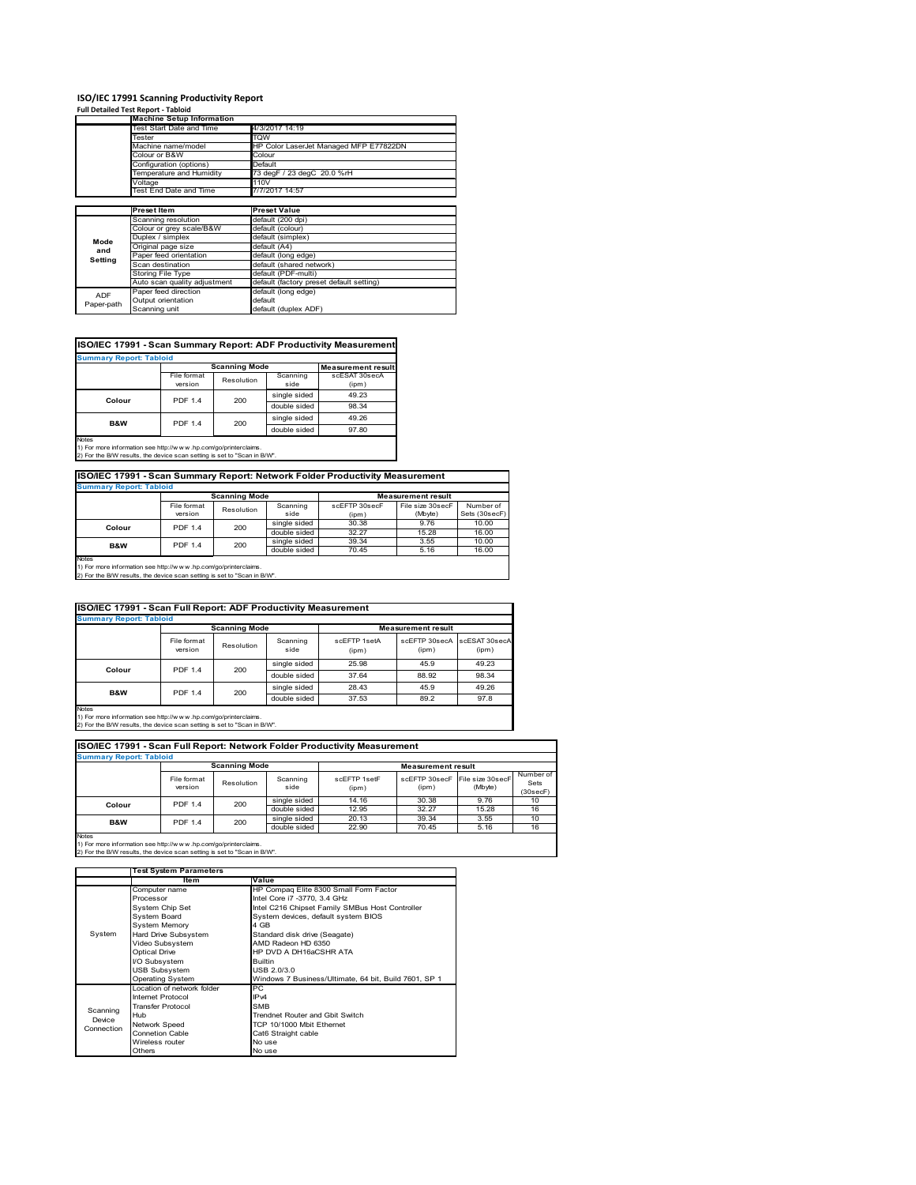# ISO/IEC 17991 Scanning Productivity Report

**Full Detailed Test Report - Tabloid**

| | Machine Setup Information | |
|---|---|---|
| | Test Start Date and Time | 4/3/2017 14:19 |
| | Tester | TQW |
| | Machine name/model | HP Color LaserJet Managed MFP E77822DN |
| | Colour or B&W | Colour |
| | Configuration (options) | Default |
| | Temperature and Humidity | 73 degF / 23 degC 20.0 %rH |
| | Voltage | 110V |
| | Test End Date and Time | 7/7/2017 14:57 |

| | Preset Item | Preset Value |
|---|---|---|
| Mode and Setting | Scanning resolution | default (200 dpi) |
| | Colour or grey scale/B&W | default (colour) |
| | Duplex / simplex | default (simplex) |
| | Original page size | default (A4) |
| | Paper feed orientation | default (long edge) |
| | Scan destination | default (shared network) |
| | Storing File Type | default (PDF-multi) |
| | Auto scan quality adjustment | default (factory preset default setting) |
| ADF Paper-path | Paper feed direction | default (long edge) |
| | Output orientation | default |
| | Scanning unit | default (duplex ADF) |

## ISO/IEC 17991 - Scan Summary Report: ADF Productivity Measurement

**Summary Report: Tabloid**

| | Scanning Mode | | | Measurement result |
|---|---|---|---|---|
| | File format version | Resolution | Scanning side | scESAT 30secA (ipm) |
| Colour | PDF 1.4 | 200 | single sided | 49.23 |
| | | | double sided | 98.34 |
| B&W | PDF 1.4 | 200 | single sided | 49.26 |
| | | | double sided | 97.80 |

Notes
1) For more information see http://w w w .hp.com/go/printerclaims.
2) For the B/W results, the device scan setting is set to "Scan in B/W".

## ISO/IEC 17991 - Scan Summary Report: Network Folder Productivity Measurement

**Summary Report: Tabloid**

| | Scanning Mode | | | Measurement result | | |
|---|---|---|---|---|---|---|
| | File format version | Resolution | Scanning side | scEFTP 30secF (ipm) | File size 30secF (Mbyte) | Number of Sets (30secF) |
| Colour | PDF 1.4 | 200 | single sided | 30.38 | 9.76 | 10.00 |
| | | | double sided | 32.27 | 15.28 | 16.00 |
| B&W | PDF 1.4 | 200 | single sided | 39.34 | 3.55 | 10.00 |
| | | | double sided | 70.45 | 5.16 | 16.00 |

Notes
1) For more information see http://w w w .hp.com/go/printerclaims.
2) For the B/W results, the device scan setting is set to "Scan in B/W".

## ISO/IEC 17991 - Scan Full Report: ADF Productivity Measurement

**Summary Report: Tabloid**

| | Scanning Mode | | | Measurement result | | |
|---|---|---|---|---|---|---|
| | File format version | Resolution | Scanning side | scEFTP 1setA (ipm) | scEFTP 30secA (ipm) | scESAT 30secA (ipm) |
| Colour | PDF 1.4 | 200 | single sided | 25.98 | 45.9 | 49.23 |
| | | | double sided | 37.64 | 88.92 | 98.34 |
| B&W | PDF 1.4 | 200 | single sided | 28.43 | 45.9 | 49.26 |
| | | | double sided | 37.53 | 89.2 | 97.8 |

Notes
1) For more information see http://w w w .hp.com/go/printerclaims.
2) For the B/W results, the device scan setting is set to "Scan in B/W".

## ISO/IEC 17991 - Scan Full Report: Network Folder Productivity Measurement

**Summary Report: Tabloid**

| | Scanning Mode | | | Measurement result | | | |
|---|---|---|---|---|---|---|---|
| | File format version | Resolution | Scanning side | scEFTP 1setF (ipm) | scEFTP 30secF (ipm) | File size 30secF (Mbyte) | Number of Sets (30secF) |
| Colour | PDF 1.4 | 200 | single sided | 14.16 | 30.38 | 9.76 | 10 |
| | | | double sided | 12.95 | 32.27 | 15.28 | 16 |
| B&W | PDF 1.4 | 200 | single sided | 20.13 | 39.34 | 3.55 | 10 |
| | | | double sided | 22.90 | 70.45 | 5.16 | 16 |

Notes
1) For more information see http://w w w .hp.com/go/printerclaims.
2) For the B/W results, the device scan setting is set to "Scan in B/W".

| | Test System Parameters | |
|---|---|---|
| | Item | Value |
| System | Computer name | HP Compaq Elite 8300 Small Form Factor |
| | Processor | Intel Core i7 -3770, 3.4 GHz |
| | System Chip Set | Intel C216 Chipset Family SMBus Host Controller |
| | System Board | System devices, default system BIOS |
| | System Memory | 4 GB |
| | Hard Drive Subsystem | Standard disk drive (Seagate) |
| | Video Subsystem | AMD Radeon HD 6350 |
| | Optical Drive | HP DVD A DH16aCSHR ATA |
| | I/O Subsystem | Builtin |
| | USB Subsystem | USB 2.0/3.0 |
| | Operating System | Windows 7 Business/Ultimate, 64 bit, Build 7601, SP 1 |
| Scanning Device Connection | Location of network folder | PC |
| | Internet Protocol | IPv4 |
| | Transfer Protocol | SMB |
| | Hub | Trendnet Router and Gbit Switch |
| | Network Speed | TCP 10/1000 Mbit Ethernet |
| | Connetion Cable | Cat6 Straight cable |
| | Wireless router | No use |
| | Others | No use |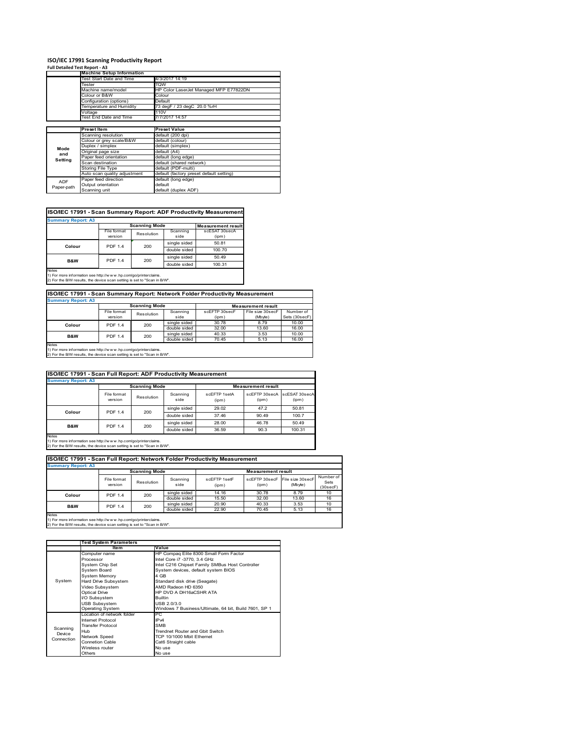# ISO/IEC 17991 Scanning Productivity Report

**Full Detailed Test Report - A3**

| | Machine Setup Information | |
|---|---|---|
| | Test Start Date and Time | 4/3/2017 14:19 |
| | Tester | TQW |
| | Machine name/model | HP Color LaserJet Managed MFP E77822DN |
| | Colour or B&W | Colour |
| | Configuration (options) | Default |
| | Temperature and Humidity | 73 degF / 23 degC 20.0 %rH |
| | Voltage | 110V |
| | Test End Date and Time | 7/7/2017 14:57 |

| | Preset Item | Preset Value |
|---|---|---|
| Mode and Setting | Scanning resolution | default (200 dpi) |
| | Colour or grey scale/B&W | default (colour) |
| | Duplex / simplex | default (simplex) |
| | Original page size | default (A4) |
| | Paper feed orientation | default (long edge) |
| | Scan destination | default (shared network) |
| | Storing File Type | default (PDF-multi) |
| | Auto scan quality adjustment | default (factory preset default setting) |
| ADF Paper-path | Paper feed direction | default (long edge) |
| | Output orientation | default |
| | Scanning unit | default (duplex ADF) |

## ISO/IEC 17991 - Scan Summary Report: ADF Productivity Measurement

**Summary Report: A3**

| | Scanning Mode | | | Measurement result |
|---|---|---|---|---|
| | File format version | Resolution | Scanning side | scESAT 30secA (ipm) |
| Colour | PDF 1.4 | 200 | single sided | 50.81 |
| | | | double sided | 100.70 |
| B&W | PDF 1.4 | 200 | single sided | 50.49 |
| | | | double sided | 100.31 |

Notes
1) For more information see http://w w w .hp.com/go/printerclaims.
2) For the B/W results, the device scan setting is set to "Scan in B/W".

## ISO/IEC 17991 - Scan Summary Report: Network Folder Productivity Measurement

**Summary Report: A3**

| | Scanning Mode | | | Measurement result | | |
|---|---|---|---|---|---|---|
| | File format version | Resolution | Scanning side | scEFTP 30secF (ipm) | File size 30secF (Mbyte) | Number of Sets (30secF) |
| Colour | PDF 1.4 | 200 | single sided | 30.78 | 8.79 | 10.00 |
| | | | double sided | 32.00 | 13.60 | 16.00 |
| B&W | PDF 1.4 | 200 | single sided | 40.33 | 3.53 | 10.00 |
| | | | double sided | 70.45 | 5.13 | 16.00 |

Notes
1) For more information see http://w w w .hp.com/go/printerclaims.
2) For the B/W results, the device scan setting is set to "Scan in B/W".

## ISO/IEC 17991 - Scan Full Report: ADF Productivity Measurement

**Summary Report: A3**

| | Scanning Mode | | | Measurement result | | |
|---|---|---|---|---|---|---|
| | File format version | Resolution | Scanning side | scEFTP 1setA (ipm) | scEFTP 30secA (ipm) | scESAT 30secA (ipm) |
| Colour | PDF 1.4 | 200 | single sided | 29.02 | 47.2 | 50.81 |
| | | | double sided | 37.46 | 90.49 | 100.7 |
| B&W | PDF 1.4 | 200 | single sided | 28.00 | 46.78 | 50.49 |
| | | | double sided | 36.59 | 90.3 | 100.31 |

Notes
1) For more information see http://w w w .hp.com/go/printerclaims.
2) For the B/W results, the device scan setting is set to "Scan in B/W".

## ISO/IEC 17991 - Scan Full Report: Network Folder Productivity Measurement

**Summary Report: A3**

| | Scanning Mode | | | Measurement result | | | |
|---|---|---|---|---|---|---|---|
| | File format version | Resolution | Scanning side | scEFTP 1setF (ipm) | scEFTP 30secF (ipm) | File size 30secF (Mbyte) | Number of Sets (30secF) |
| Colour | PDF 1.4 | 200 | single sided | 14.16 | 30.78 | 8.79 | 10 |
| | | | double sided | 15.50 | 32.00 | 13.60 | 16 |
| B&W | PDF 1.4 | 200 | single sided | 20.90 | 40.33 | 3.53 | 10 |
| | | | double sided | 22.90 | 70.45 | 5.13 | 16 |

Notes
1) For more information see http://w w w .hp.com/go/printerclaims.
2) For the B/W results, the device scan setting is set to "Scan in B/W".

| | Test System Parameters | |
|---|---|---|
| | Item | Value |
| System | Computer name | HP Compaq Elite 8300 Small Form Factor |
| | Processor | Intel Core i7 -3770, 3.4 GHz |
| | System Chip Set | Intel C216 Chipset Family SMBus Host Controller |
| | System Board | System devices, default system BIOS |
| | System Memory | 4 GB |
| | Hard Drive Subsystem | Standard disk drive (Seagate) |
| | Video Subsystem | AMD Radeon HD 6350 |
| | Optical Drive | HP DVD A DH16aCSHR ATA |
| | I/O Subsystem | Builtin |
| | USB Subsystem | USB 2.0/3.0 |
| | Operating System | Windows 7 Business/Ultimate, 64 bit, Build 7601, SP 1 |
| Scanning Device Connection | Location of network folder | PC |
| | Internet Protocol | IPv4 |
| | Transfer Protocol | SMB |
| | Hub | Trendnet Router and Gbit Switch |
| | Network Speed | TCP 10/1000 Mbit Ethernet |
| | Connetion Cable | Cat6 Straight cable |
| | Wireless router | No use |
| | Others | No use |